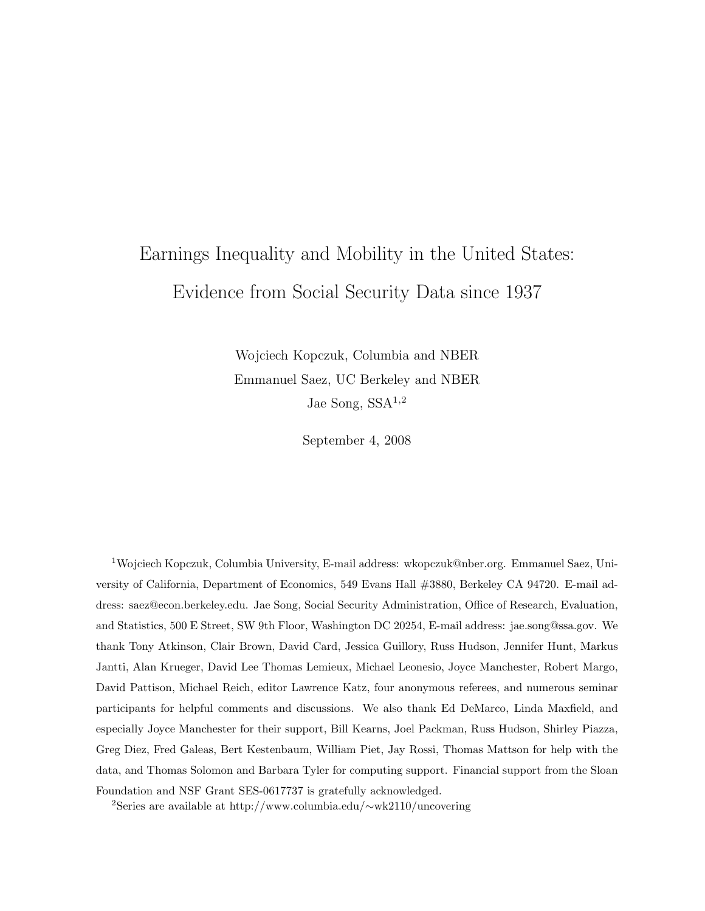# Earnings Inequality and Mobility in the United States: Evidence from Social Security Data since 1937

Wojciech Kopczuk, Columbia and NBER

Emmanuel Saez, UC Berkeley and NBER

Jae Song, SSA[1,2]

September 4, 2008

[1] Wojciech Kopczuk, Columbia University, E-mail address: wkopczuk@nber.org. Emmanuel Saez, University of California, Department of Economics, 549 Evans Hall #3880, Berkeley CA 94720. E-mail address: saez@econ.berkeley.edu. Jae Song, Social Security Administration, Office of Research, Evaluation, and Statistics, 500 E Street, SW 9th Floor, Washington DC 20254, E-mail address: jae.song@ssa.gov. We thank Tony Atkinson, Clair Brown, David Card, Jessica Guillory, Russ Hudson, Jennifer Hunt, Markus Jantti, Alan Krueger, David Lee Thomas Lemieux, Michael Leonesio, Joyce Manchester, Robert Margo, David Pattison, Michael Reich, editor Lawrence Katz, four anonymous referees, and numerous seminar participants for helpful comments and discussions. We also thank Ed DeMarco, Linda Maxfield, and especially Joyce Manchester for their support, Bill Kearns, Joel Packman, Russ Hudson, Shirley Piazza, Greg Diez, Fred Galeas, Bert Kestenbaum, William Piet, Jay Rossi, Thomas Mattson for help with the data, and Thomas Solomon and Barbara Tyler for computing support. Financial support from the Sloan Foundation and NSF Grant SES-0617737 is gratefully acknowledged.

[2] Series are available at http://www.columbia.edu/∼wk2110/uncovering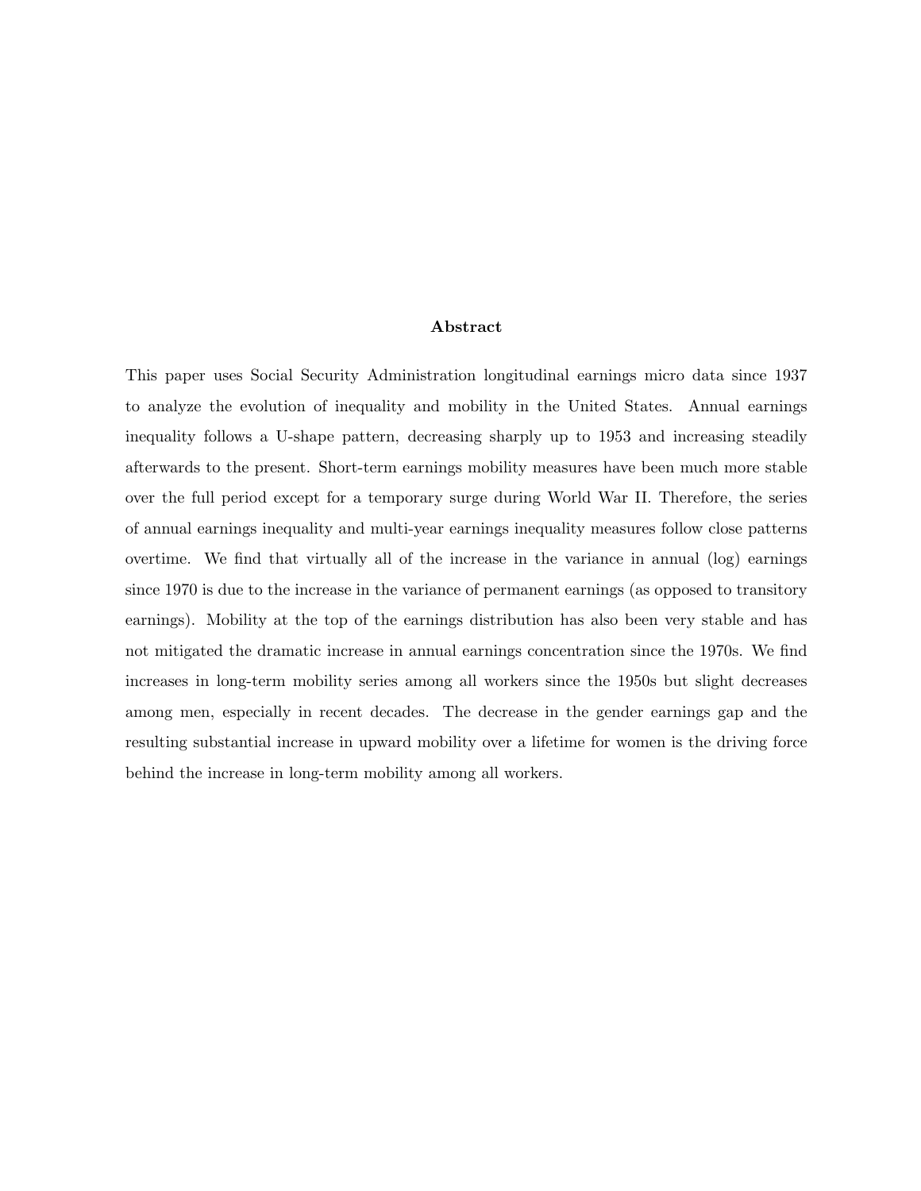**Abstract**

This paper uses Social Security Administration longitudinal earnings micro data since 1937 to analyze the evolution of inequality and mobility in the United States. Annual earnings inequality follows a U-shape pattern, decreasing sharply up to 1953 and increasing steadily afterwards to the present. Short-term earnings mobility measures have been much more stable over the full period except for a temporary surge during World War II. Therefore, the series of annual earnings inequality and multi-year earnings inequality measures follow close patterns overtime. We find that virtually all of the increase in the variance in annual (log) earnings since 1970 is due to the increase in the variance of permanent earnings (as opposed to transitory earnings). Mobility at the top of the earnings distribution has also been very stable and has not mitigated the dramatic increase in annual earnings concentration since the 1970s. We find increases in long-term mobility series among all workers since the 1950s but slight decreases among men, especially in recent decades. The decrease in the gender earnings gap and the resulting substantial increase in upward mobility over a lifetime for women is the driving force behind the increase in long-term mobility among all workers.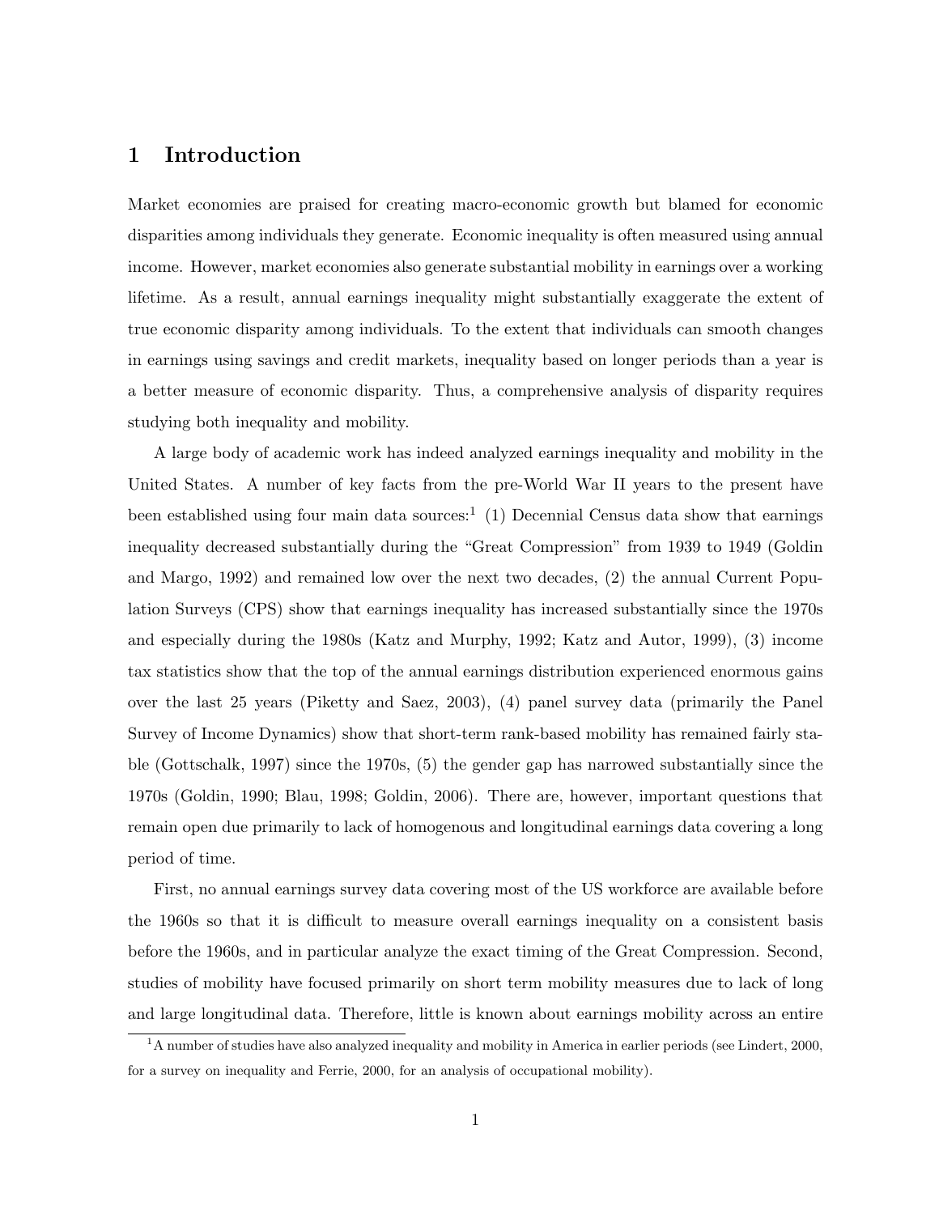# 1 Introduction

Market economies are praised for creating macro-economic growth but blamed for economic disparities among individuals they generate. Economic inequality is often measured using annual income. However, market economies also generate substantial mobility in earnings over a working lifetime. As a result, annual earnings inequality might substantially exaggerate the extent of true economic disparity among individuals. To the extent that individuals can smooth changes in earnings using savings and credit markets, inequality based on longer periods than a year is a better measure of economic disparity. Thus, a comprehensive analysis of disparity requires studying both inequality and mobility.

A large body of academic work has indeed analyzed earnings inequality and mobility in the United States. A number of key facts from the pre-World War II years to the present have been established using four main data sources:[1] (1) Decennial Census data show that earnings inequality decreased substantially during the "Great Compression" from 1939 to 1949 (Goldin and Margo, 1992) and remained low over the next two decades, (2) the annual Current Population Surveys (CPS) show that earnings inequality has increased substantially since the 1970s and especially during the 1980s (Katz and Murphy, 1992; Katz and Autor, 1999), (3) income tax statistics show that the top of the annual earnings distribution experienced enormous gains over the last 25 years (Piketty and Saez, 2003), (4) panel survey data (primarily the Panel Survey of Income Dynamics) show that short-term rank-based mobility has remained fairly stable (Gottschalk, 1997) since the 1970s, (5) the gender gap has narrowed substantially since the 1970s (Goldin, 1990; Blau, 1998; Goldin, 2006). There are, however, important questions that remain open due primarily to lack of homogenous and longitudinal earnings data covering a long period of time.

First, no annual earnings survey data covering most of the US workforce are available before the 1960s so that it is difficult to measure overall earnings inequality on a consistent basis before the 1960s, and in particular analyze the exact timing of the Great Compression. Second, studies of mobility have focused primarily on short term mobility measures due to lack of long and large longitudinal data. Therefore, little is known about earnings mobility across an entire

[1] A number of studies have also analyzed inequality and mobility in America in earlier periods (see Lindert, 2000, for a survey on inequality and Ferrie, 2000, for an analysis of occupational mobility).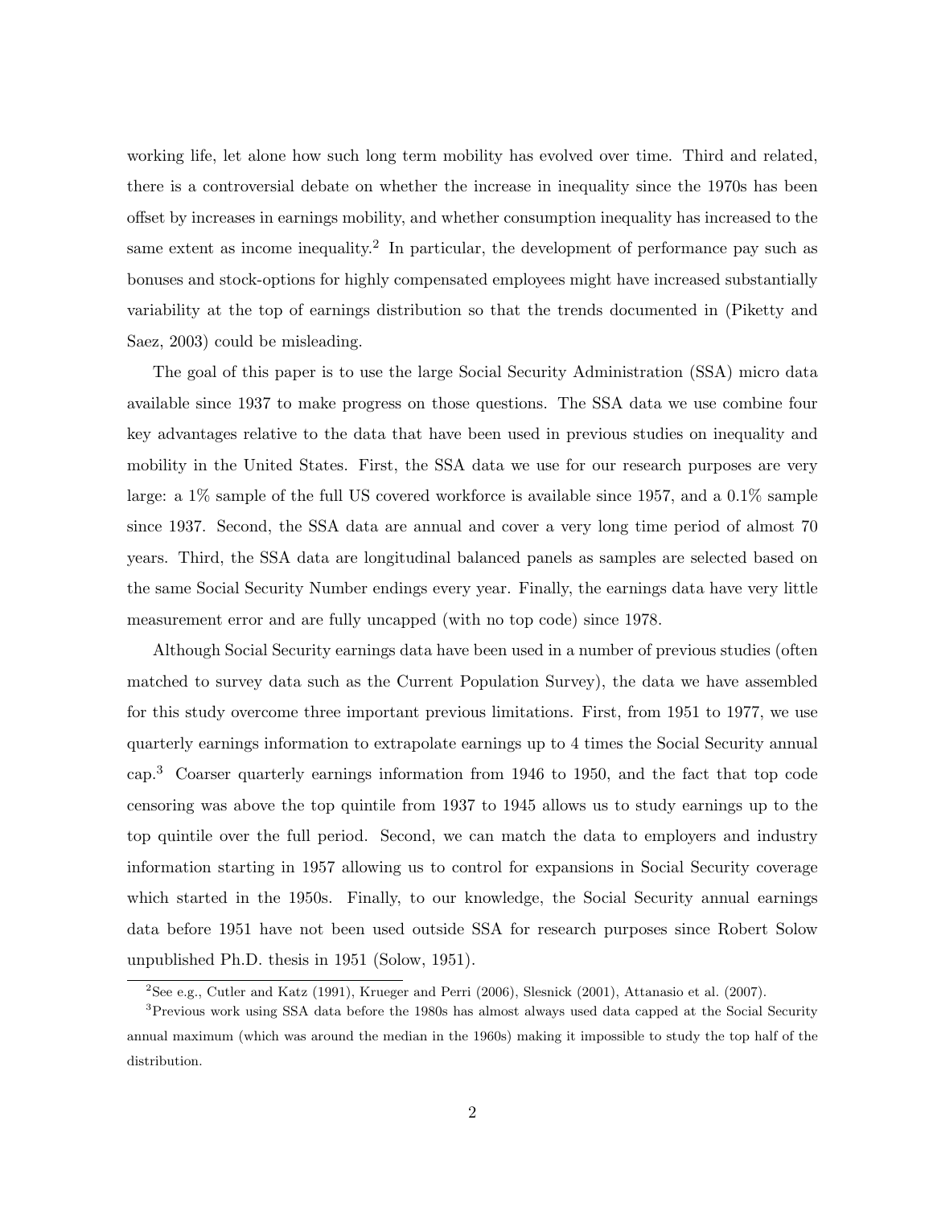working life, let alone how such long term mobility has evolved over time. Third and related, there is a controversial debate on whether the increase in inequality since the 1970s has been offset by increases in earnings mobility, and whether consumption inequality has increased to the same extent as income inequality.[2] In particular, the development of performance pay such as bonuses and stock-options for highly compensated employees might have increased substantially variability at the top of earnings distribution so that the trends documented in (Piketty and Saez, 2003) could be misleading.

The goal of this paper is to use the large Social Security Administration (SSA) micro data available since 1937 to make progress on those questions. The SSA data we use combine four key advantages relative to the data that have been used in previous studies on inequality and mobility in the United States. First, the SSA data we use for our research purposes are very large: a 1% sample of the full US covered workforce is available since 1957, and a 0.1% sample since 1937. Second, the SSA data are annual and cover a very long time period of almost 70 years. Third, the SSA data are longitudinal balanced panels as samples are selected based on the same Social Security Number endings every year. Finally, the earnings data have very little measurement error and are fully uncapped (with no top code) since 1978.

Although Social Security earnings data have been used in a number of previous studies (often matched to survey data such as the Current Population Survey), the data we have assembled for this study overcome three important previous limitations. First, from 1951 to 1977, we use quarterly earnings information to extrapolate earnings up to 4 times the Social Security annual cap.[3] Coarser quarterly earnings information from 1946 to 1950, and the fact that top code censoring was above the top quintile from 1937 to 1945 allows us to study earnings up to the top quintile over the full period. Second, we can match the data to employers and industry information starting in 1957 allowing us to control for expansions in Social Security coverage which started in the 1950s. Finally, to our knowledge, the Social Security annual earnings data before 1951 have not been used outside SSA for research purposes since Robert Solow unpublished Ph.D. thesis in 1951 (Solow, 1951).

[2] See e.g., Cutler and Katz (1991), Krueger and Perri (2006), Slesnick (2001), Attanasio et al. (2007).

[3] Previous work using SSA data before the 1980s has almost always used data capped at the Social Security annual maximum (which was around the median in the 1960s) making it impossible to study the top half of the distribution.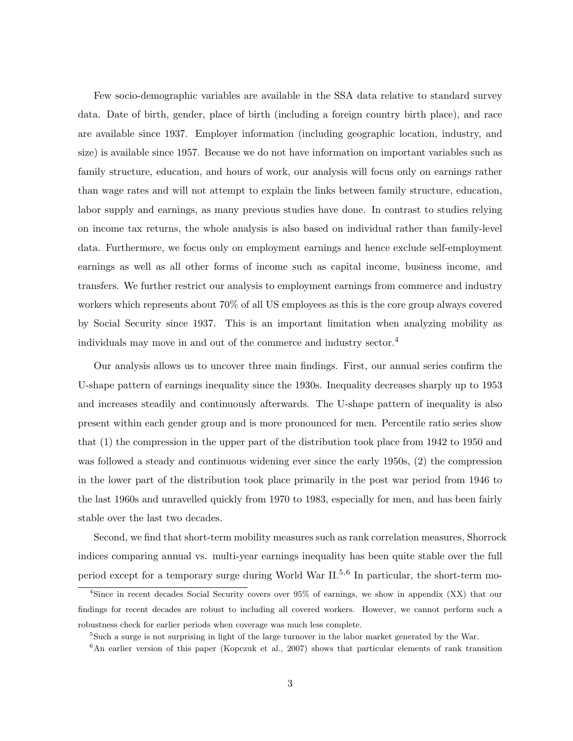Few socio-demographic variables are available in the SSA data relative to standard survey data. Date of birth, gender, place of birth (including a foreign country birth place), and race are available since 1937. Employer information (including geographic location, industry, and size) is available since 1957. Because we do not have information on important variables such as family structure, education, and hours of work, our analysis will focus only on earnings rather than wage rates and will not attempt to explain the links between family structure, education, labor supply and earnings, as many previous studies have done. In contrast to studies relying on income tax returns, the whole analysis is also based on individual rather than family-level data. Furthermore, we focus only on employment earnings and hence exclude self-employment earnings as well as all other forms of income such as capital income, business income, and transfers. We further restrict our analysis to employment earnings from commerce and industry workers which represents about 70% of all US employees as this is the core group always covered by Social Security since 1937. This is an important limitation when analyzing mobility as individuals may move in and out of the commerce and industry sector.[4]

Our analysis allows us to uncover three main findings. First, our annual series confirm the U-shape pattern of earnings inequality since the 1930s. Inequality decreases sharply up to 1953 and increases steadily and continuously afterwards. The U-shape pattern of inequality is also present within each gender group and is more pronounced for men. Percentile ratio series show that (1) the compression in the upper part of the distribution took place from 1942 to 1950 and was followed a steady and continuous widening ever since the early 1950s, (2) the compression in the lower part of the distribution took place primarily in the post war period from 1946 to the last 1960s and unravelled quickly from 1970 to 1983, especially for men, and has been fairly stable over the last two decades.

Second, we find that short-term mobility measures such as rank correlation measures, Shorrock indices comparing annual vs. multi-year earnings inequality has been quite stable over the full period except for a temporary surge during World War II.[5,6] In particular, the short-term mo-

[4] Since in recent decades Social Security covers over 95% of earnings, we show in appendix (XX) that our findings for recent decades are robust to including all covered workers. However, we cannot perform such a robustness check for earlier periods when coverage was much less complete.

[5] Such a surge is not surprising in light of the large turnover in the labor market generated by the War.

[6] An earlier version of this paper (Kopczuk et al., 2007) shows that particular elements of rank transition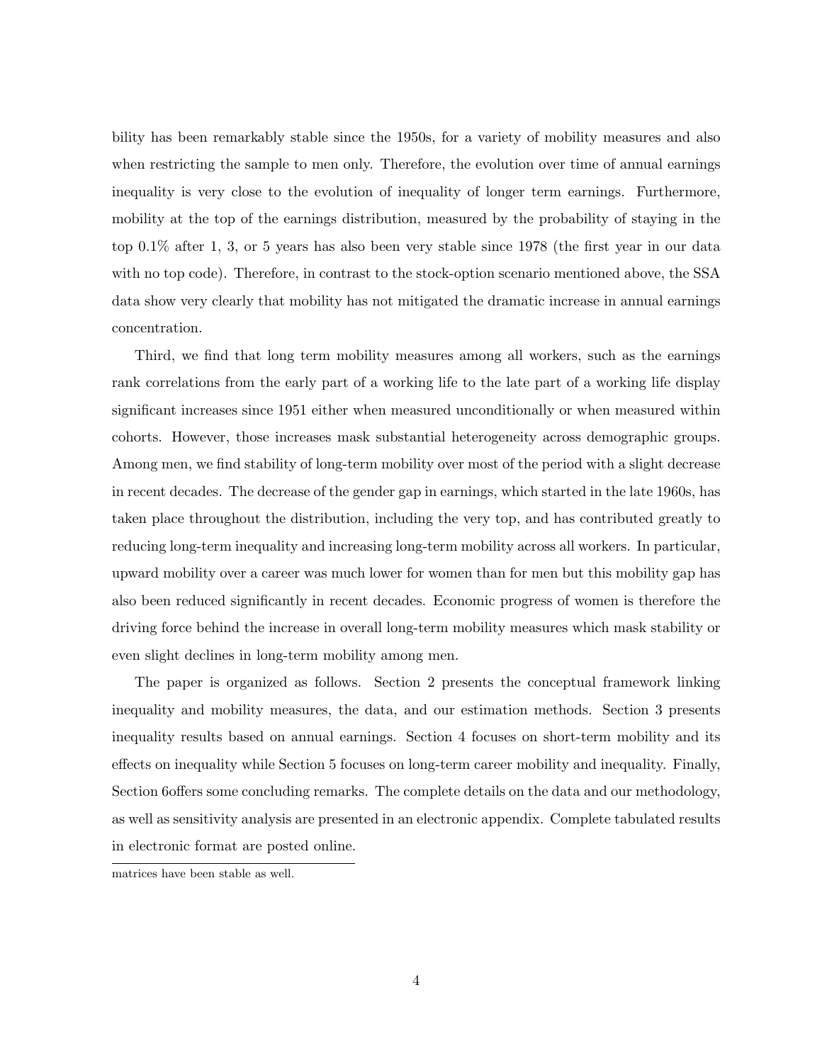bility has been remarkably stable since the 1950s, for a variety of mobility measures and also when restricting the sample to men only. Therefore, the evolution over time of annual earnings inequality is very close to the evolution of inequality of longer term earnings. Furthermore, mobility at the top of the earnings distribution, measured by the probability of staying in the top 0.1% after 1, 3, or 5 years has also been very stable since 1978 (the first year in our data with no top code). Therefore, in contrast to the stock-option scenario mentioned above, the SSA data show very clearly that mobility has not mitigated the dramatic increase in annual earnings concentration.

Third, we find that long term mobility measures among all workers, such as the earnings rank correlations from the early part of a working life to the late part of a working life display significant increases since 1951 either when measured unconditionally or when measured within cohorts. However, those increases mask substantial heterogeneity across demographic groups. Among men, we find stability of long-term mobility over most of the period with a slight decrease in recent decades. The decrease of the gender gap in earnings, which started in the late 1960s, has taken place throughout the distribution, including the very top, and has contributed greatly to reducing long-term inequality and increasing long-term mobility across all workers. In particular, upward mobility over a career was much lower for women than for men but this mobility gap has also been reduced significantly in recent decades. Economic progress of women is therefore the driving force behind the increase in overall long-term mobility measures which mask stability or even slight declines in long-term mobility among men.

The paper is organized as follows. Section 2 presents the conceptual framework linking inequality and mobility measures, the data, and our estimation methods. Section 3 presents inequality results based on annual earnings. Section 4 focuses on short-term mobility and its effects on inequality while Section 5 focuses on long-term career mobility and inequality. Finally, Section 6offers some concluding remarks. The complete details on the data and our methodology, as well as sensitivity analysis are presented in an electronic appendix. Complete tabulated results in electronic format are posted online.

---

matrices have been stable as well.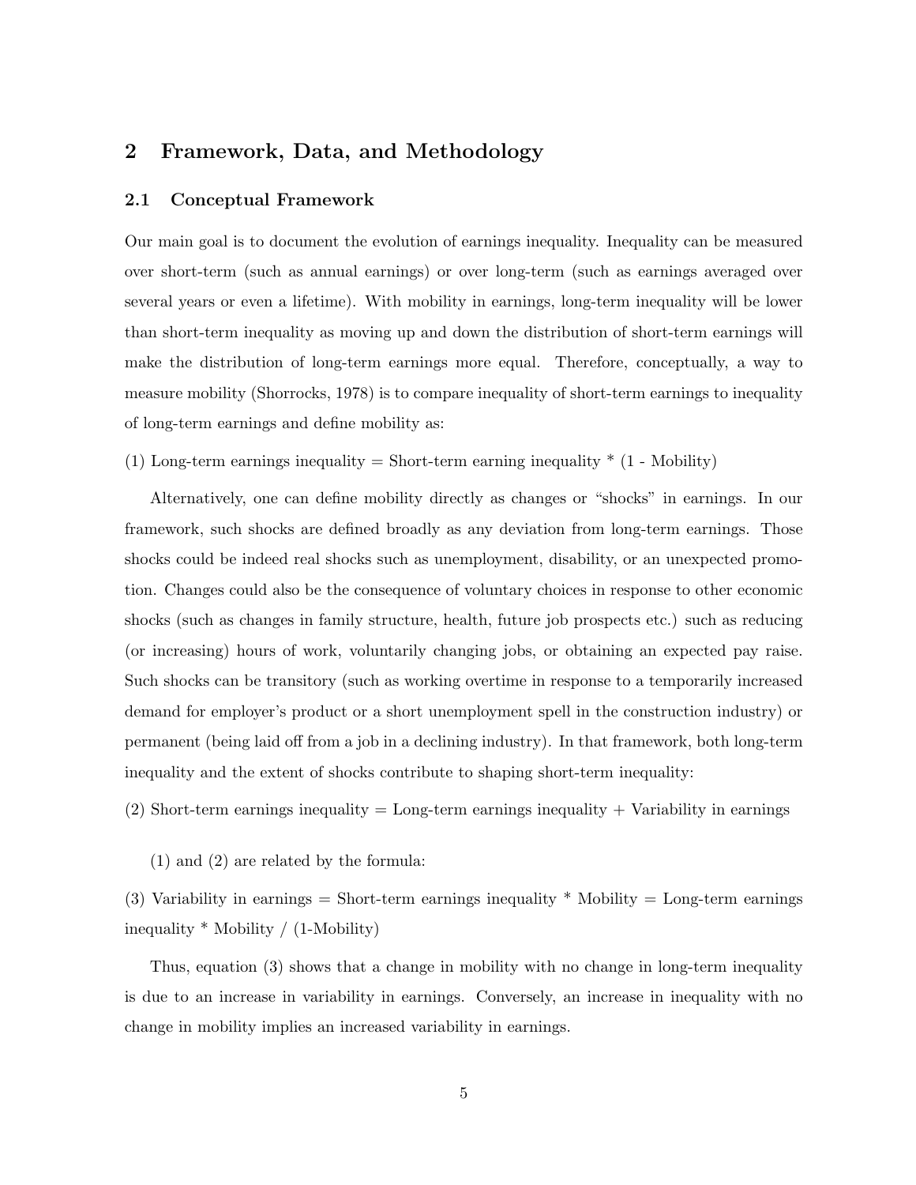## 2 Framework, Data, and Methodology

### 2.1 Conceptual Framework

Our main goal is to document the evolution of earnings inequality. Inequality can be measured over short-term (such as annual earnings) or over long-term (such as earnings averaged over several years or even a lifetime). With mobility in earnings, long-term inequality will be lower than short-term inequality as moving up and down the distribution of short-term earnings will make the distribution of long-term earnings more equal. Therefore, conceptually, a way to measure mobility (Shorrocks, 1978) is to compare inequality of short-term earnings to inequality of long-term earnings and define mobility as:

(1) Long-term earnings inequality = Short-term earning inequality * (1 - Mobility)

Alternatively, one can define mobility directly as changes or "shocks" in earnings. In our framework, such shocks are defined broadly as any deviation from long-term earnings. Those shocks could be indeed real shocks such as unemployment, disability, or an unexpected promotion. Changes could also be the consequence of voluntary choices in response to other economic shocks (such as changes in family structure, health, future job prospects etc.) such as reducing (or increasing) hours of work, voluntarily changing jobs, or obtaining an expected pay raise. Such shocks can be transitory (such as working overtime in response to a temporarily increased demand for employer's product or a short unemployment spell in the construction industry) or permanent (being laid off from a job in a declining industry). In that framework, both long-term inequality and the extent of shocks contribute to shaping short-term inequality:

(2) Short-term earnings inequality = Long-term earnings inequality + Variability in earnings

(1) and (2) are related by the formula:

(3) Variability in earnings = Short-term earnings inequality * Mobility = Long-term earnings inequality * Mobility / (1-Mobility)

Thus, equation (3) shows that a change in mobility with no change in long-term inequality is due to an increase in variability in earnings. Conversely, an increase in inequality with no change in mobility implies an increased variability in earnings.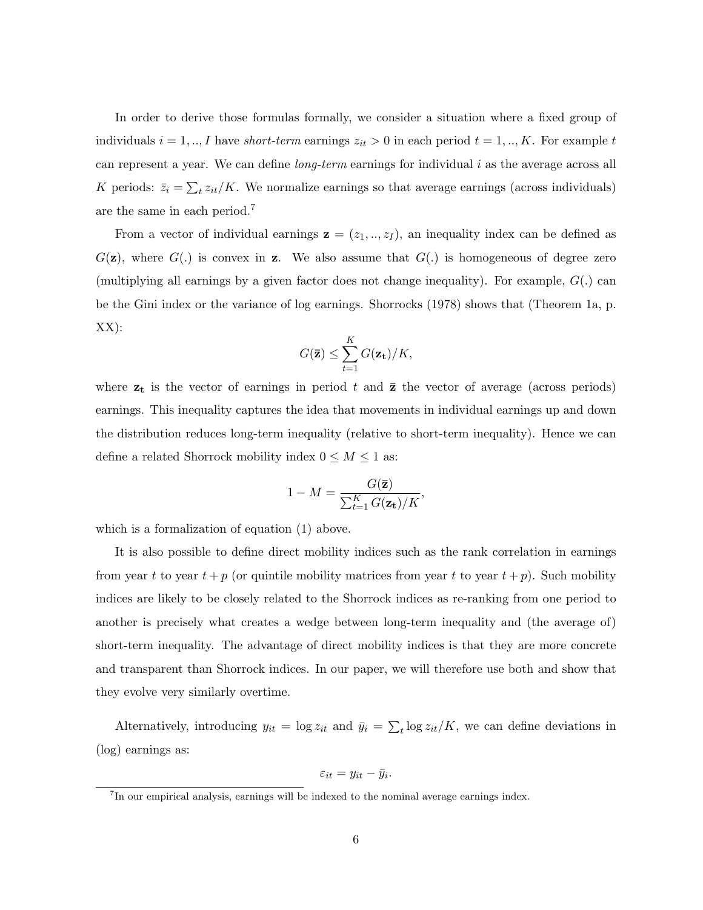In order to derive those formulas formally, we consider a situation where a fixed group of individuals $i = 1, .., I$ have *short-term* earnings $z_{it} > 0$ in each period $t = 1, .., K$. For example $t$ can represent a year. We can define *long-term* earnings for individual $i$ as the average across all $K$ periods: $\bar{z}_i = \sum_t z_{it}/K$. We normalize earnings so that average earnings (across individuals) are the same in each period.[7]

From a vector of individual earnings $\mathbf{z} = (z_1, .., z_I)$, an inequality index can be defined as $G(\mathbf{z})$, where $G(.)$ is convex in $\mathbf{z}$. We also assume that $G(.)$ is homogeneous of degree zero (multiplying all earnings by a given factor does not change inequality). For example, $G(.)$ can be the Gini index or the variance of log earnings. Shorrocks (1978) shows that (Theorem 1a, p. XX):

$$G(\bar{\mathbf{z}}) \leq \sum_{t=1}^{K} G(\mathbf{z_t})/K,$$

where $\mathbf{z_t}$ is the vector of earnings in period $t$ and $\bar{\mathbf{z}}$ the vector of average (across periods) earnings. This inequality captures the idea that movements in individual earnings up and down the distribution reduces long-term inequality (relative to short-term inequality). Hence we can define a related Shorrock mobility index $0 \leq M \leq 1$ as:

$$1 - M = \frac{G(\bar{\mathbf{z}})}{\sum_{t=1}^{K} G(\mathbf{z_t})/K},$$

which is a formalization of equation (1) above.

It is also possible to define direct mobility indices such as the rank correlation in earnings from year $t$ to year $t + p$ (or quintile mobility matrices from year $t$ to year $t + p$). Such mobility indices are likely to be closely related to the Shorrock indices as re-ranking from one period to another is precisely what creates a wedge between long-term inequality and (the average of) short-term inequality. The advantage of direct mobility indices is that they are more concrete and transparent than Shorrock indices. In our paper, we will therefore use both and show that they evolve very similarly overtime.

Alternatively, introducing $y_{it} = \log z_{it}$ and $\bar{y}_i = \sum_t \log z_{it}/K$, we can define deviations in (log) earnings as:

$$\varepsilon_{it} = y_{it} - \bar{y}_i.$$

[7] In our empirical analysis, earnings will be indexed to the nominal average earnings index.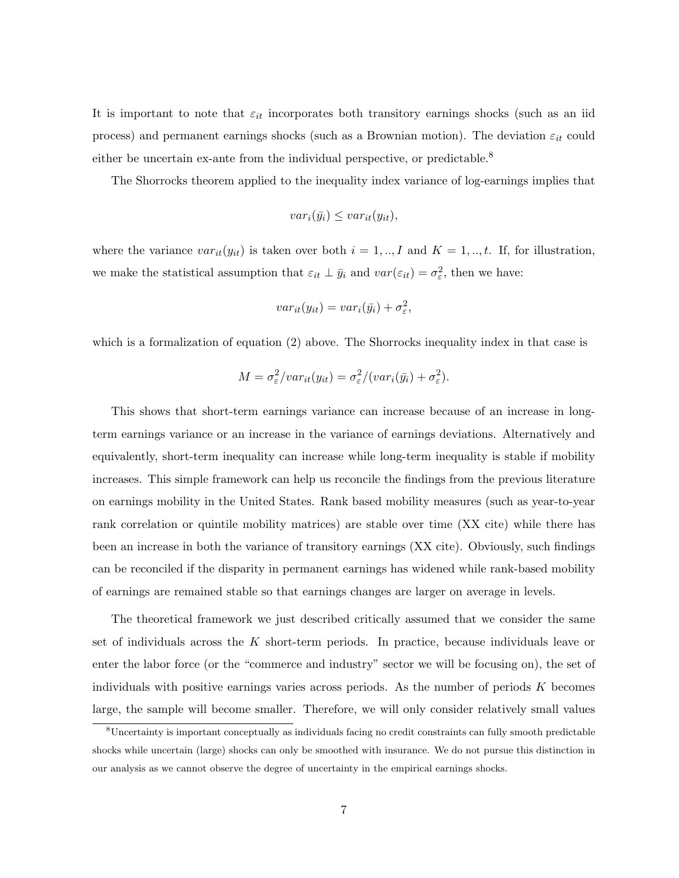It is important to note that $\varepsilon_{it}$ incorporates both transitory earnings shocks (such as an iid process) and permanent earnings shocks (such as a Brownian motion). The deviation $\varepsilon_{it}$ could either be uncertain ex-ante from the individual perspective, or predictable.[8]

The Shorrocks theorem applied to the inequality index variance of log-earnings implies that

$$var_i(\bar{y}_i) \leq var_{it}(y_{it}),$$

where the variance $var_{it}(y_{it})$ is taken over both $i = 1, .., I$ and $K = 1, .., t$. If, for illustration, we make the statistical assumption that $\varepsilon_{it} \perp \bar{y}_i$ and $var(\varepsilon_{it}) = \sigma_\varepsilon^2$, then we have:

$$var_{it}(y_{it}) = var_i(\bar{y}_i) + \sigma_\varepsilon^2,$$

which is a formalization of equation (2) above. The Shorrocks inequality index in that case is

$$M = \sigma_\varepsilon^2 / var_{it}(y_{it}) = \sigma_\varepsilon^2 / (var_i(\bar{y}_i) + \sigma_\varepsilon^2).$$

This shows that short-term earnings variance can increase because of an increase in long-term earnings variance or an increase in the variance of earnings deviations. Alternatively and equivalently, short-term inequality can increase while long-term inequality is stable if mobility increases. This simple framework can help us reconcile the findings from the previous literature on earnings mobility in the United States. Rank based mobility measures (such as year-to-year rank correlation or quintile mobility matrices) are stable over time (XX cite) while there has been an increase in both the variance of transitory earnings (XX cite). Obviously, such findings can be reconciled if the disparity in permanent earnings has widened while rank-based mobility of earnings are remained stable so that earnings changes are larger on average in levels.

The theoretical framework we just described critically assumed that we consider the same set of individuals across the $K$ short-term periods. In practice, because individuals leave or enter the labor force (or the "commerce and industry" sector we will be focusing on), the set of individuals with positive earnings varies across periods. As the number of periods $K$ becomes large, the sample will become smaller. Therefore, we will only consider relatively small values

[8] Uncertainty is important conceptually as individuals facing no credit constraints can fully smooth predictable shocks while uncertain (large) shocks can only be smoothed with insurance. We do not pursue this distinction in our analysis as we cannot observe the degree of uncertainty in the empirical earnings shocks.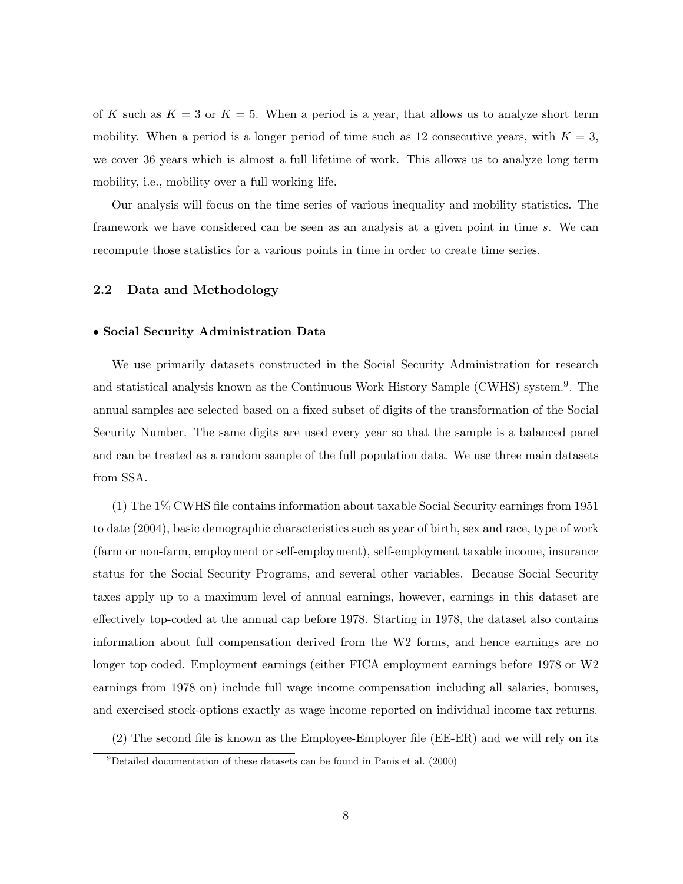of $K$ such as $K = 3$ or $K = 5$. When a period is a year, that allows us to analyze short term mobility. When a period is a longer period of time such as 12 consecutive years, with $K = 3$, we cover 36 years which is almost a full lifetime of work. This allows us to analyze long term mobility, i.e., mobility over a full working life.

Our analysis will focus on the time series of various inequality and mobility statistics. The framework we have considered can be seen as an analysis at a given point in time $s$. We can recompute those statistics for a various points in time in order to create time series.

## 2.2 Data and Methodology

**• Social Security Administration Data**

We use primarily datasets constructed in the Social Security Administration for research and statistical analysis known as the Continuous Work History Sample (CWHS) system.[9]. The annual samples are selected based on a fixed subset of digits of the transformation of the Social Security Number. The same digits are used every year so that the sample is a balanced panel and can be treated as a random sample of the full population data. We use three main datasets from SSA.

(1) The 1% CWHS file contains information about taxable Social Security earnings from 1951 to date (2004), basic demographic characteristics such as year of birth, sex and race, type of work (farm or non-farm, employment or self-employment), self-employment taxable income, insurance status for the Social Security Programs, and several other variables. Because Social Security taxes apply up to a maximum level of annual earnings, however, earnings in this dataset are effectively top-coded at the annual cap before 1978. Starting in 1978, the dataset also contains information about full compensation derived from the W2 forms, and hence earnings are no longer top coded. Employment earnings (either FICA employment earnings before 1978 or W2 earnings from 1978 on) include full wage income compensation including all salaries, bonuses, and exercised stock-options exactly as wage income reported on individual income tax returns.

(2) The second file is known as the Employee-Employer file (EE-ER) and we will rely on its

[9]Detailed documentation of these datasets can be found in Panis et al. (2000)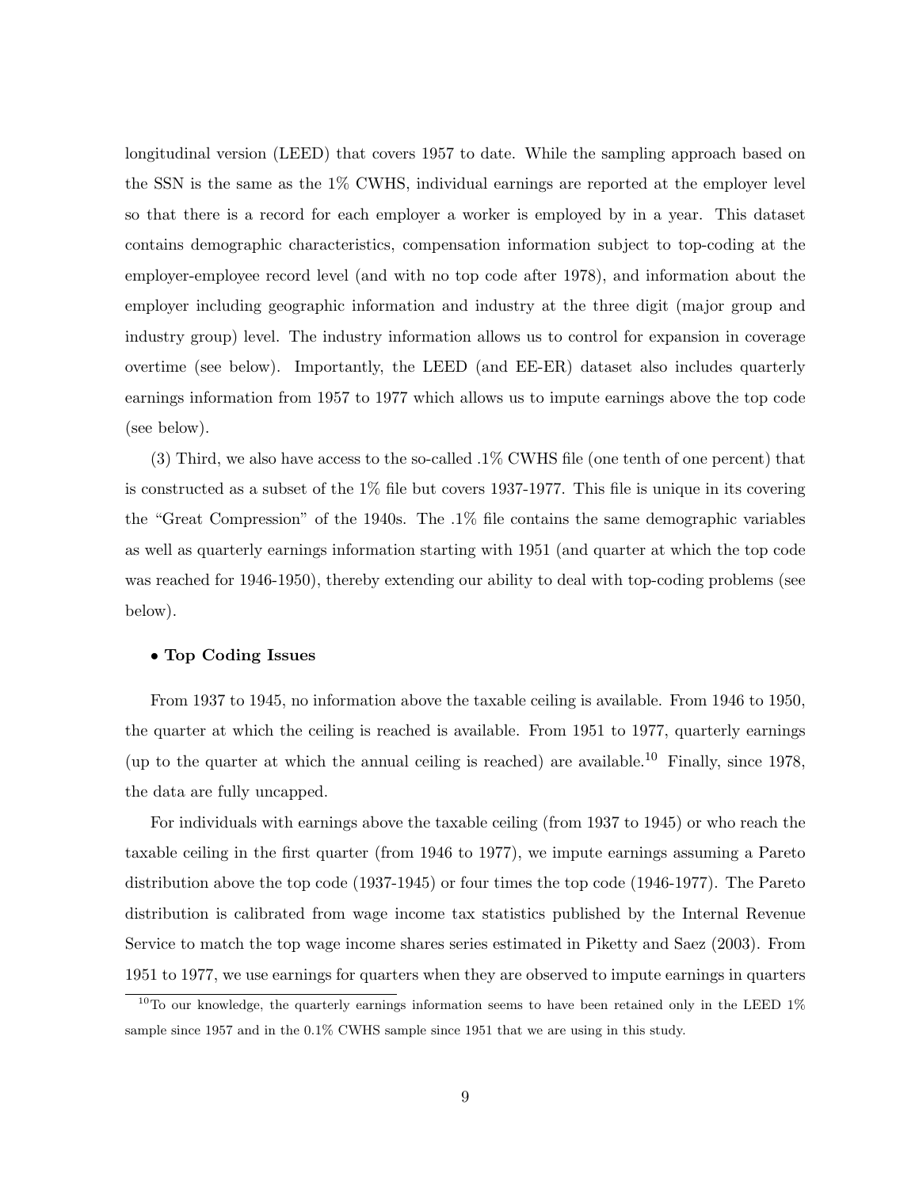longitudinal version (LEED) that covers 1957 to date. While the sampling approach based on the SSN is the same as the 1% CWHS, individual earnings are reported at the employer level so that there is a record for each employer a worker is employed by in a year. This dataset contains demographic characteristics, compensation information subject to top-coding at the employer-employee record level (and with no top code after 1978), and information about the employer including geographic information and industry at the three digit (major group and industry group) level. The industry information allows us to control for expansion in coverage overtime (see below). Importantly, the LEED (and EE-ER) dataset also includes quarterly earnings information from 1957 to 1977 which allows us to impute earnings above the top code (see below).

(3) Third, we also have access to the so-called .1% CWHS file (one tenth of one percent) that is constructed as a subset of the 1% file but covers 1937-1977. This file is unique in its covering the "Great Compression" of the 1940s. The .1% file contains the same demographic variables as well as quarterly earnings information starting with 1951 (and quarter at which the top code was reached for 1946-1950), thereby extending our ability to deal with top-coding problems (see below).

- **Top Coding Issues**

From 1937 to 1945, no information above the taxable ceiling is available. From 1946 to 1950, the quarter at which the ceiling is reached is available. From 1951 to 1977, quarterly earnings (up to the quarter at which the annual ceiling is reached) are available.[10] Finally, since 1978, the data are fully uncapped.

For individuals with earnings above the taxable ceiling (from 1937 to 1945) or who reach the taxable ceiling in the first quarter (from 1946 to 1977), we impute earnings assuming a Pareto distribution above the top code (1937-1945) or four times the top code (1946-1977). The Pareto distribution is calibrated from wage income tax statistics published by the Internal Revenue Service to match the top wage income shares series estimated in Piketty and Saez (2003). From 1951 to 1977, we use earnings for quarters when they are observed to impute earnings in quarters

[10] To our knowledge, the quarterly earnings information seems to have been retained only in the LEED 1% sample since 1957 and in the 0.1% CWHS sample since 1951 that we are using in this study.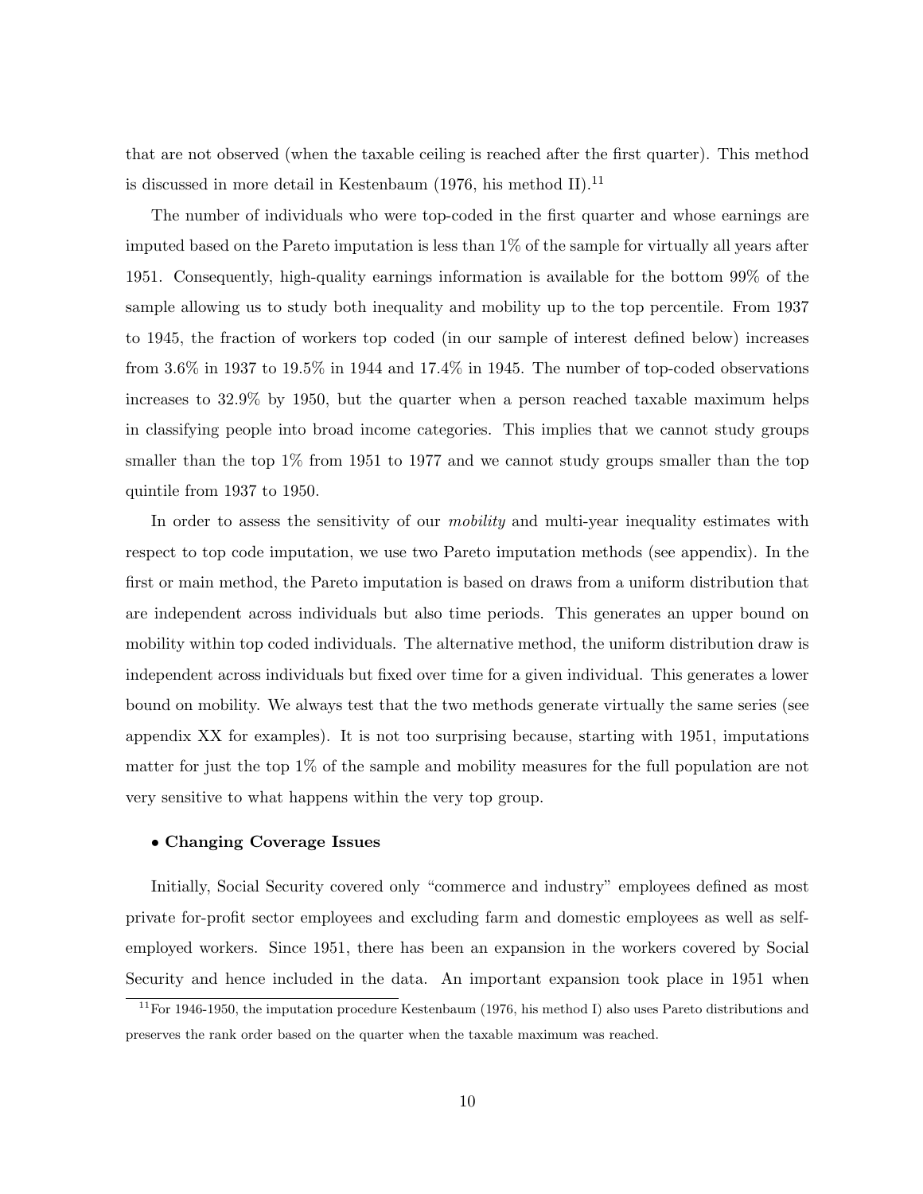that are not observed (when the taxable ceiling is reached after the first quarter). This method is discussed in more detail in Kestenbaum (1976, his method II).[11]

The number of individuals who were top-coded in the first quarter and whose earnings are imputed based on the Pareto imputation is less than 1% of the sample for virtually all years after 1951. Consequently, high-quality earnings information is available for the bottom 99% of the sample allowing us to study both inequality and mobility up to the top percentile. From 1937 to 1945, the fraction of workers top coded (in our sample of interest defined below) increases from 3.6% in 1937 to 19.5% in 1944 and 17.4% in 1945. The number of top-coded observations increases to 32.9% by 1950, but the quarter when a person reached taxable maximum helps in classifying people into broad income categories. This implies that we cannot study groups smaller than the top 1% from 1951 to 1977 and we cannot study groups smaller than the top quintile from 1937 to 1950.

In order to assess the sensitivity of our *mobility* and multi-year inequality estimates with respect to top code imputation, we use two Pareto imputation methods (see appendix). In the first or main method, the Pareto imputation is based on draws from a uniform distribution that are independent across individuals but also time periods. This generates an upper bound on mobility within top coded individuals. The alternative method, the uniform distribution draw is independent across individuals but fixed over time for a given individual. This generates a lower bound on mobility. We always test that the two methods generate virtually the same series (see appendix XX for examples). It is not too surprising because, starting with 1951, imputations matter for just the top 1% of the sample and mobility measures for the full population are not very sensitive to what happens within the very top group.

- **Changing Coverage Issues**

Initially, Social Security covered only "commerce and industry" employees defined as most private for-profit sector employees and excluding farm and domestic employees as well as self-employed workers. Since 1951, there has been an expansion in the workers covered by Social Security and hence included in the data. An important expansion took place in 1951 when

[11] For 1946-1950, the imputation procedure Kestenbaum (1976, his method I) also uses Pareto distributions and preserves the rank order based on the quarter when the taxable maximum was reached.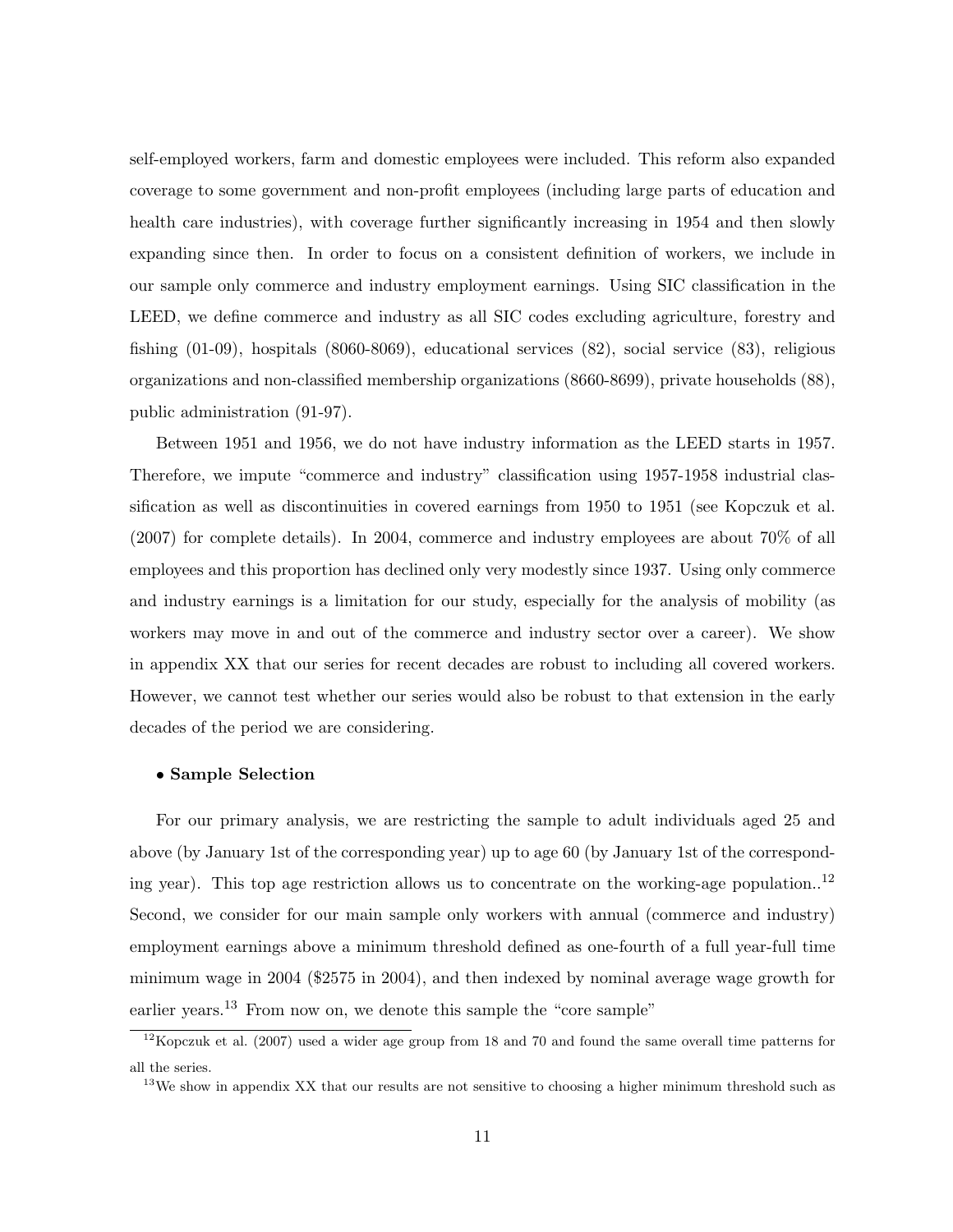self-employed workers, farm and domestic employees were included. This reform also expanded coverage to some government and non-profit employees (including large parts of education and health care industries), with coverage further significantly increasing in 1954 and then slowly expanding since then. In order to focus on a consistent definition of workers, we include in our sample only commerce and industry employment earnings. Using SIC classification in the LEED, we define commerce and industry as all SIC codes excluding agriculture, forestry and fishing (01-09), hospitals (8060-8069), educational services (82), social service (83), religious organizations and non-classified membership organizations (8660-8699), private households (88), public administration (91-97).

Between 1951 and 1956, we do not have industry information as the LEED starts in 1957. Therefore, we impute "commerce and industry" classification using 1957-1958 industrial classification as well as discontinuities in covered earnings from 1950 to 1951 (see Kopczuk et al. (2007) for complete details). In 2004, commerce and industry employees are about 70% of all employees and this proportion has declined only very modestly since 1937. Using only commerce and industry earnings is a limitation for our study, especially for the analysis of mobility (as workers may move in and out of the commerce and industry sector over a career). We show in appendix XX that our series for recent decades are robust to including all covered workers. However, we cannot test whether our series would also be robust to that extension in the early decades of the period we are considering.

- **Sample Selection**

For our primary analysis, we are restricting the sample to adult individuals aged 25 and above (by January 1st of the corresponding year) up to age 60 (by January 1st of the corresponding year). This top age restriction allows us to concentrate on the working-age population..[12] Second, we consider for our main sample only workers with annual (commerce and industry) employment earnings above a minimum threshold defined as one-fourth of a full year-full time minimum wage in 2004 ($2575 in 2004), and then indexed by nominal average wage growth for earlier years.[13] From now on, we denote this sample the "core sample"

[12] Kopczuk et al. (2007) used a wider age group from 18 and 70 and found the same overall time patterns for all the series.

[13] We show in appendix XX that our results are not sensitive to choosing a higher minimum threshold such as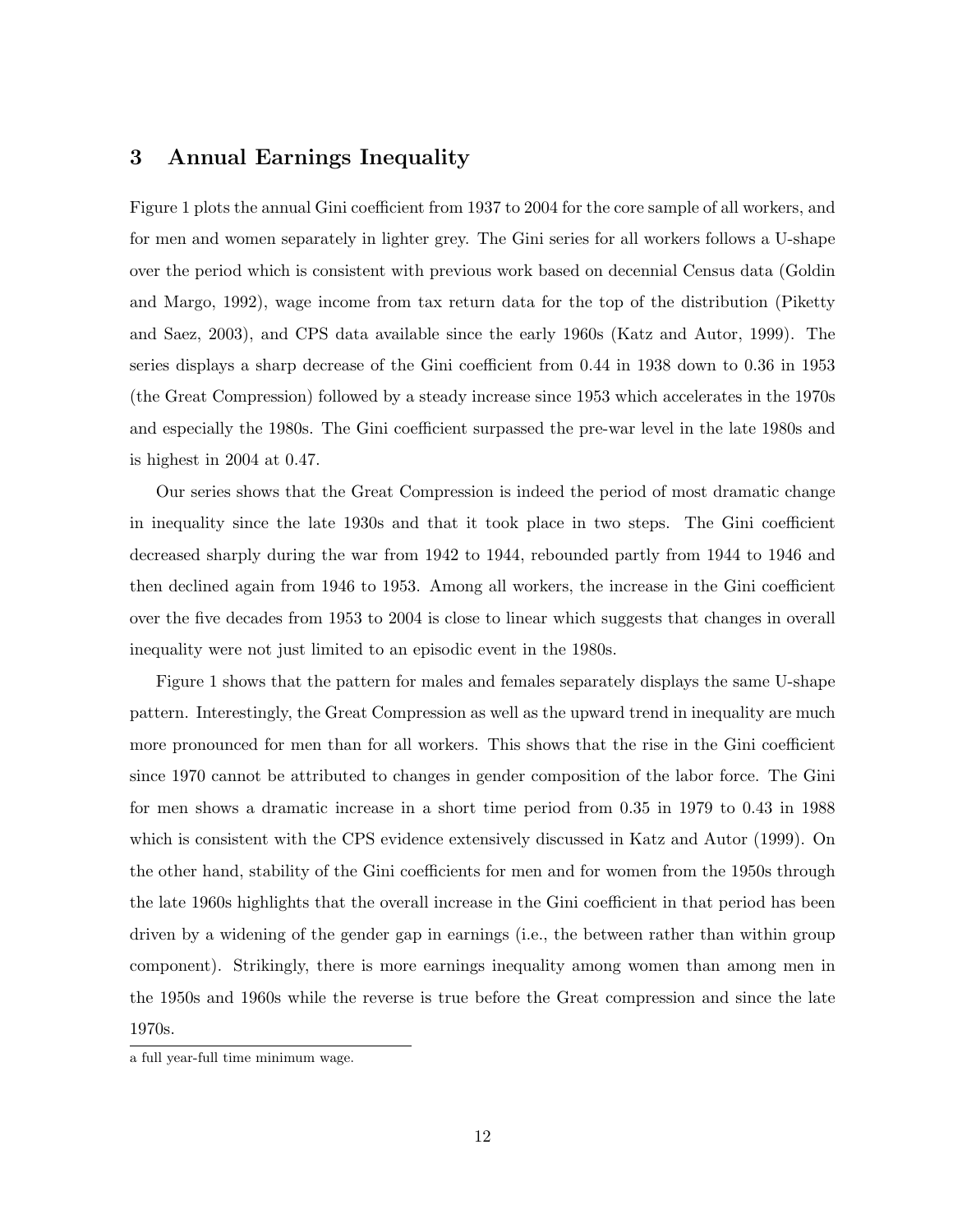## 3 Annual Earnings Inequality

Figure 1 plots the annual Gini coefficient from 1937 to 2004 for the core sample of all workers, and for men and women separately in lighter grey. The Gini series for all workers follows a U-shape over the period which is consistent with previous work based on decennial Census data (Goldin and Margo, 1992), wage income from tax return data for the top of the distribution (Piketty and Saez, 2003), and CPS data available since the early 1960s (Katz and Autor, 1999). The series displays a sharp decrease of the Gini coefficient from 0.44 in 1938 down to 0.36 in 1953 (the Great Compression) followed by a steady increase since 1953 which accelerates in the 1970s and especially the 1980s. The Gini coefficient surpassed the pre-war level in the late 1980s and is highest in 2004 at 0.47.

Our series shows that the Great Compression is indeed the period of most dramatic change in inequality since the late 1930s and that it took place in two steps. The Gini coefficient decreased sharply during the war from 1942 to 1944, rebounded partly from 1944 to 1946 and then declined again from 1946 to 1953. Among all workers, the increase in the Gini coefficient over the five decades from 1953 to 2004 is close to linear which suggests that changes in overall inequality were not just limited to an episodic event in the 1980s.

Figure 1 shows that the pattern for males and females separately displays the same U-shape pattern. Interestingly, the Great Compression as well as the upward trend in inequality are much more pronounced for men than for all workers. This shows that the rise in the Gini coefficient since 1970 cannot be attributed to changes in gender composition of the labor force. The Gini for men shows a dramatic increase in a short time period from 0.35 in 1979 to 0.43 in 1988 which is consistent with the CPS evidence extensively discussed in Katz and Autor (1999). On the other hand, stability of the Gini coefficients for men and for women from the 1950s through the late 1960s highlights that the overall increase in the Gini coefficient in that period has been driven by a widening of the gender gap in earnings (i.e., the between rather than within group component). Strikingly, there is more earnings inequality among women than among men in the 1950s and 1960s while the reverse is true before the Great compression and since the late 1970s.

---

a full year-full time minimum wage.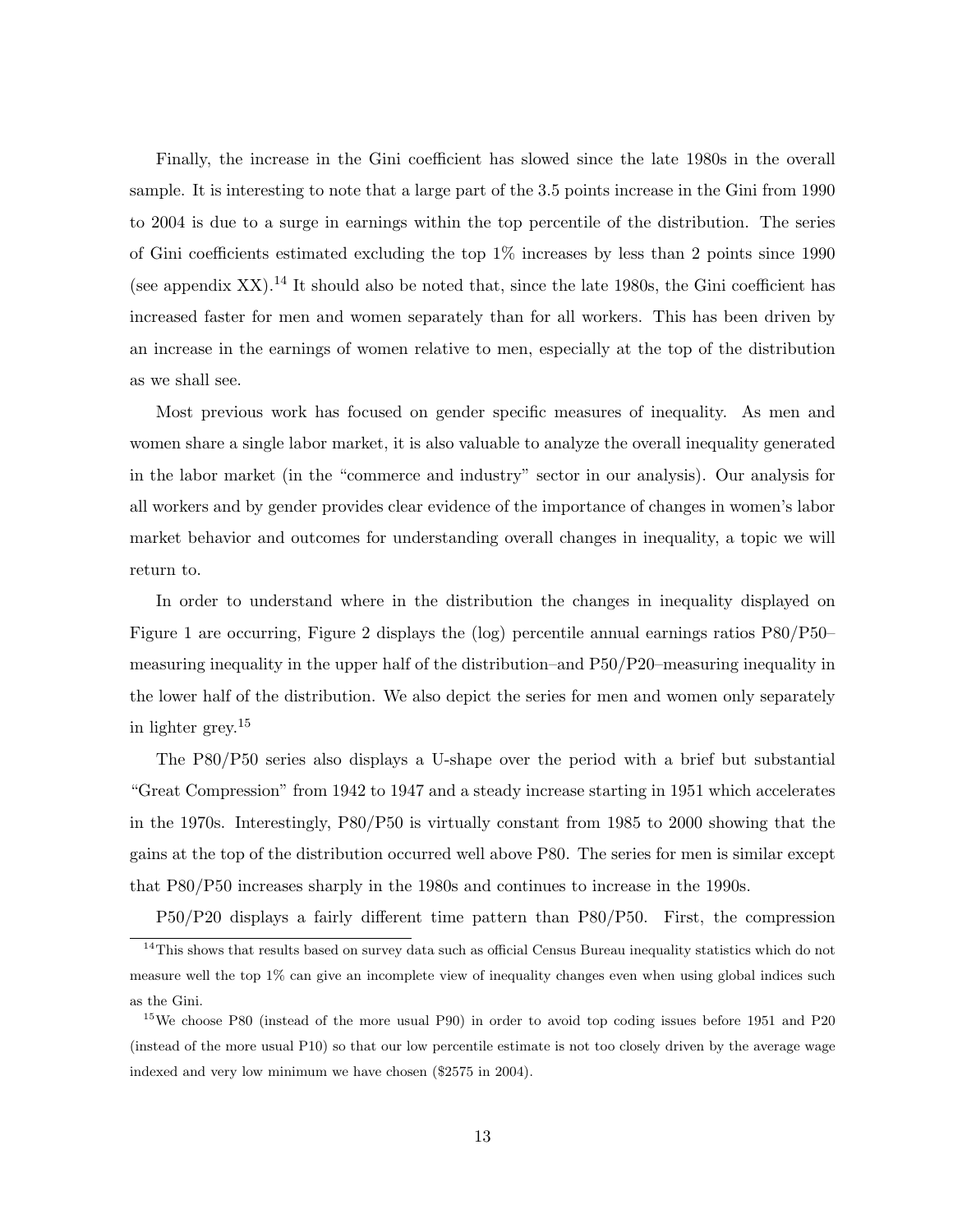Finally, the increase in the Gini coefficient has slowed since the late 1980s in the overall sample. It is interesting to note that a large part of the 3.5 points increase in the Gini from 1990 to 2004 is due to a surge in earnings within the top percentile of the distribution. The series of Gini coefficients estimated excluding the top 1% increases by less than 2 points since 1990 (see appendix XX).[14] It should also be noted that, since the late 1980s, the Gini coefficient has increased faster for men and women separately than for all workers. This has been driven by an increase in the earnings of women relative to men, especially at the top of the distribution as we shall see.

Most previous work has focused on gender specific measures of inequality. As men and women share a single labor market, it is also valuable to analyze the overall inequality generated in the labor market (in the "commerce and industry" sector in our analysis). Our analysis for all workers and by gender provides clear evidence of the importance of changes in women's labor market behavior and outcomes for understanding overall changes in inequality, a topic we will return to.

In order to understand where in the distribution the changes in inequality displayed on Figure 1 are occurring, Figure 2 displays the (log) percentile annual earnings ratios P80/P50–measuring inequality in the upper half of the distribution–and P50/P20–measuring inequality in the lower half of the distribution. We also depict the series for men and women only separately in lighter grey.[15]

The P80/P50 series also displays a U-shape over the period with a brief but substantial "Great Compression" from 1942 to 1947 and a steady increase starting in 1951 which accelerates in the 1970s. Interestingly, P80/P50 is virtually constant from 1985 to 2000 showing that the gains at the top of the distribution occurred well above P80. The series for men is similar except that P80/P50 increases sharply in the 1980s and continues to increase in the 1990s.

P50/P20 displays a fairly different time pattern than P80/P50. First, the compression

[14]This shows that results based on survey data such as official Census Bureau inequality statistics which do not measure well the top 1% can give an incomplete view of inequality changes even when using global indices such as the Gini.

[15]We choose P80 (instead of the more usual P90) in order to avoid top coding issues before 1951 and P20 (instead of the more usual P10) so that our low percentile estimate is not too closely driven by the average wage indexed and very low minimum we have chosen ($2575 in 2004).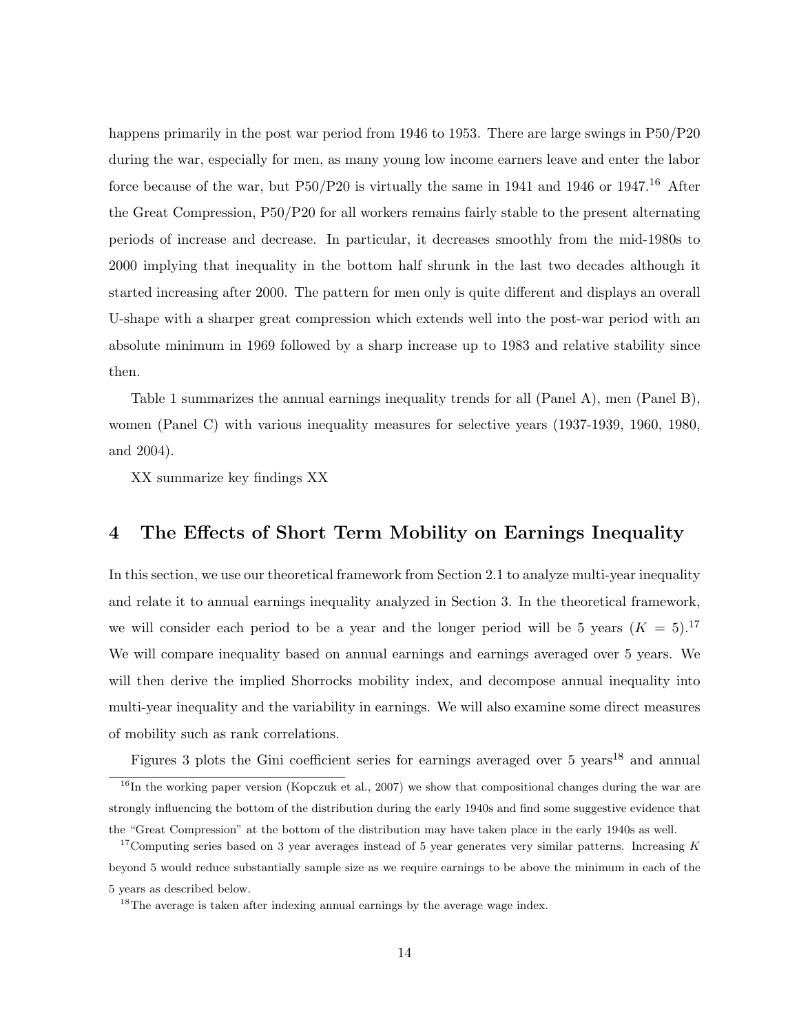happens primarily in the post war period from 1946 to 1953. There are large swings in P50/P20 during the war, especially for men, as many young low income earners leave and enter the labor force because of the war, but P50/P20 is virtually the same in 1941 and 1946 or 1947.[16] After the Great Compression, P50/P20 for all workers remains fairly stable to the present alternating periods of increase and decrease. In particular, it decreases smoothly from the mid-1980s to 2000 implying that inequality in the bottom half shrunk in the last two decades although it started increasing after 2000. The pattern for men only is quite different and displays an overall U-shape with a sharper great compression which extends well into the post-war period with an absolute minimum in 1969 followed by a sharp increase up to 1983 and relative stability since then.

Table 1 summarizes the annual earnings inequality trends for all (Panel A), men (Panel B), women (Panel C) with various inequality measures for selective years (1937-1939, 1960, 1980, and 2004).

XX summarize key findings XX

## 4 The Effects of Short Term Mobility on Earnings Inequality

In this section, we use our theoretical framework from Section 2.1 to analyze multi-year inequality and relate it to annual earnings inequality analyzed in Section 3. In the theoretical framework, we will consider each period to be a year and the longer period will be 5 years ($K = 5$).[17] We will compare inequality based on annual earnings and earnings averaged over 5 years. We will then derive the implied Shorrocks mobility index, and decompose annual inequality into multi-year inequality and the variability in earnings. We will also examine some direct measures of mobility such as rank correlations.

Figures 3 plots the Gini coefficient series for earnings averaged over 5 years[18] and annual

---

[16] In the working paper version (Kopczuk et al., 2007) we show that compositional changes during the war are strongly influencing the bottom of the distribution during the early 1940s and find some suggestive evidence that the "Great Compression" at the bottom of the distribution may have taken place in the early 1940s as well.

[17] Computing series based on 3 year averages instead of 5 year generates very similar patterns. Increasing $K$ beyond 5 would reduce substantially sample size as we require earnings to be above the minimum in each of the 5 years as described below.

[18] The average is taken after indexing annual earnings by the average wage index.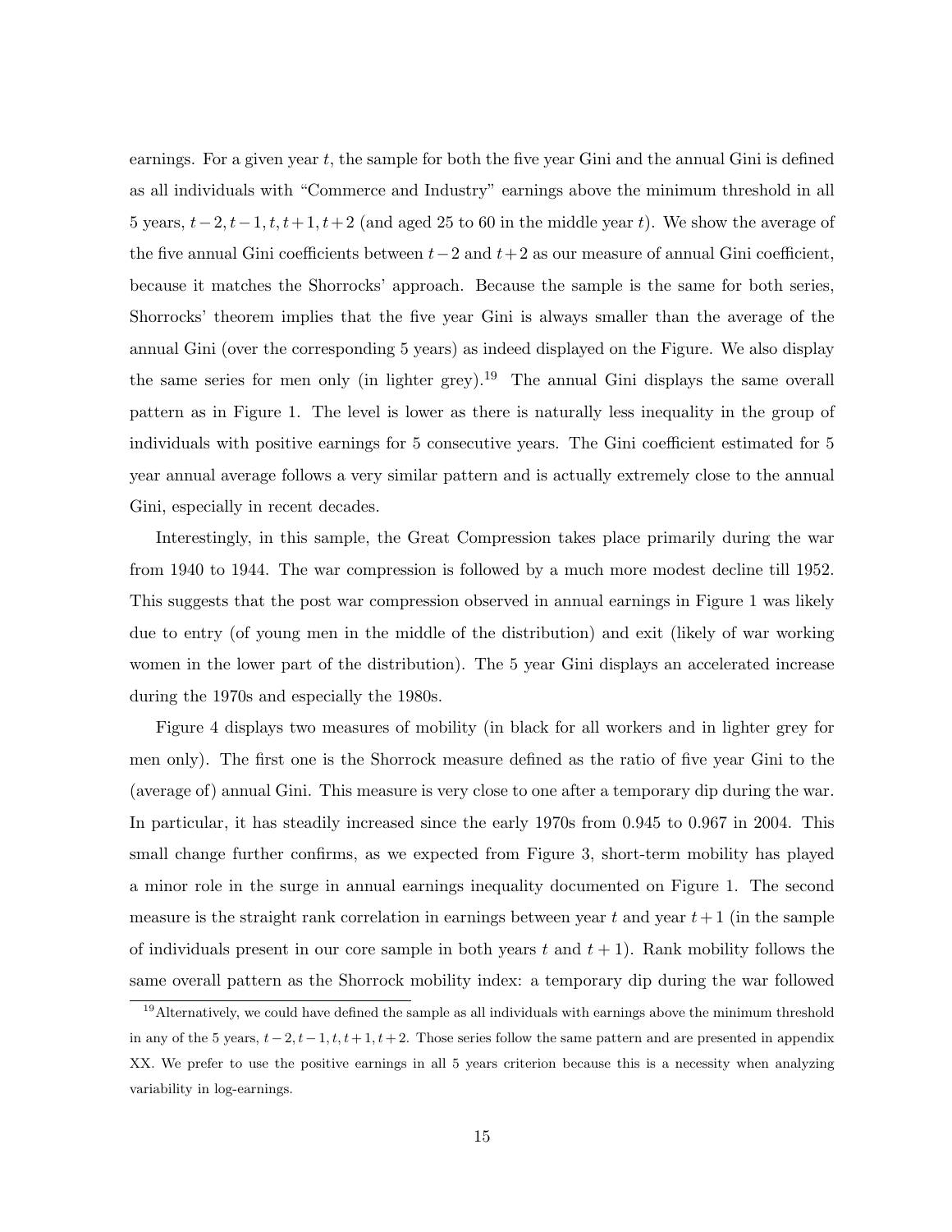earnings. For a given year $t$, the sample for both the five year Gini and the annual Gini is defined as all individuals with "Commerce and Industry" earnings above the minimum threshold in all 5 years, $t-2, t-1, t, t+1, t+2$ (and aged 25 to 60 in the middle year $t$). We show the average of the five annual Gini coefficients between $t-2$ and $t+2$ as our measure of annual Gini coefficient, because it matches the Shorrocks' approach. Because the sample is the same for both series, Shorrocks' theorem implies that the five year Gini is always smaller than the average of the annual Gini (over the corresponding 5 years) as indeed displayed on the Figure. We also display the same series for men only (in lighter grey).[19] The annual Gini displays the same overall pattern as in Figure 1. The level is lower as there is naturally less inequality in the group of individuals with positive earnings for 5 consecutive years. The Gini coefficient estimated for 5 year annual average follows a very similar pattern and is actually extremely close to the annual Gini, especially in recent decades.

Interestingly, in this sample, the Great Compression takes place primarily during the war from 1940 to 1944. The war compression is followed by a much more modest decline till 1952. This suggests that the post war compression observed in annual earnings in Figure 1 was likely due to entry (of young men in the middle of the distribution) and exit (likely of war working women in the lower part of the distribution). The 5 year Gini displays an accelerated increase during the 1970s and especially the 1980s.

Figure 4 displays two measures of mobility (in black for all workers and in lighter grey for men only). The first one is the Shorrock measure defined as the ratio of five year Gini to the (average of) annual Gini. This measure is very close to one after a temporary dip during the war. In particular, it has steadily increased since the early 1970s from 0.945 to 0.967 in 2004. This small change further confirms, as we expected from Figure 3, short-term mobility has played a minor role in the surge in annual earnings inequality documented on Figure 1. The second measure is the straight rank correlation in earnings between year $t$ and year $t+1$ (in the sample of individuals present in our core sample in both years $t$ and $t+1$). Rank mobility follows the same overall pattern as the Shorrock mobility index: a temporary dip during the war followed

[19] Alternatively, we could have defined the sample as all individuals with earnings above the minimum threshold in any of the 5 years, $t-2, t-1, t, t+1, t+2$. Those series follow the same pattern and are presented in appendix XX. We prefer to use the positive earnings in all 5 years criterion because this is a necessity when analyzing variability in log-earnings.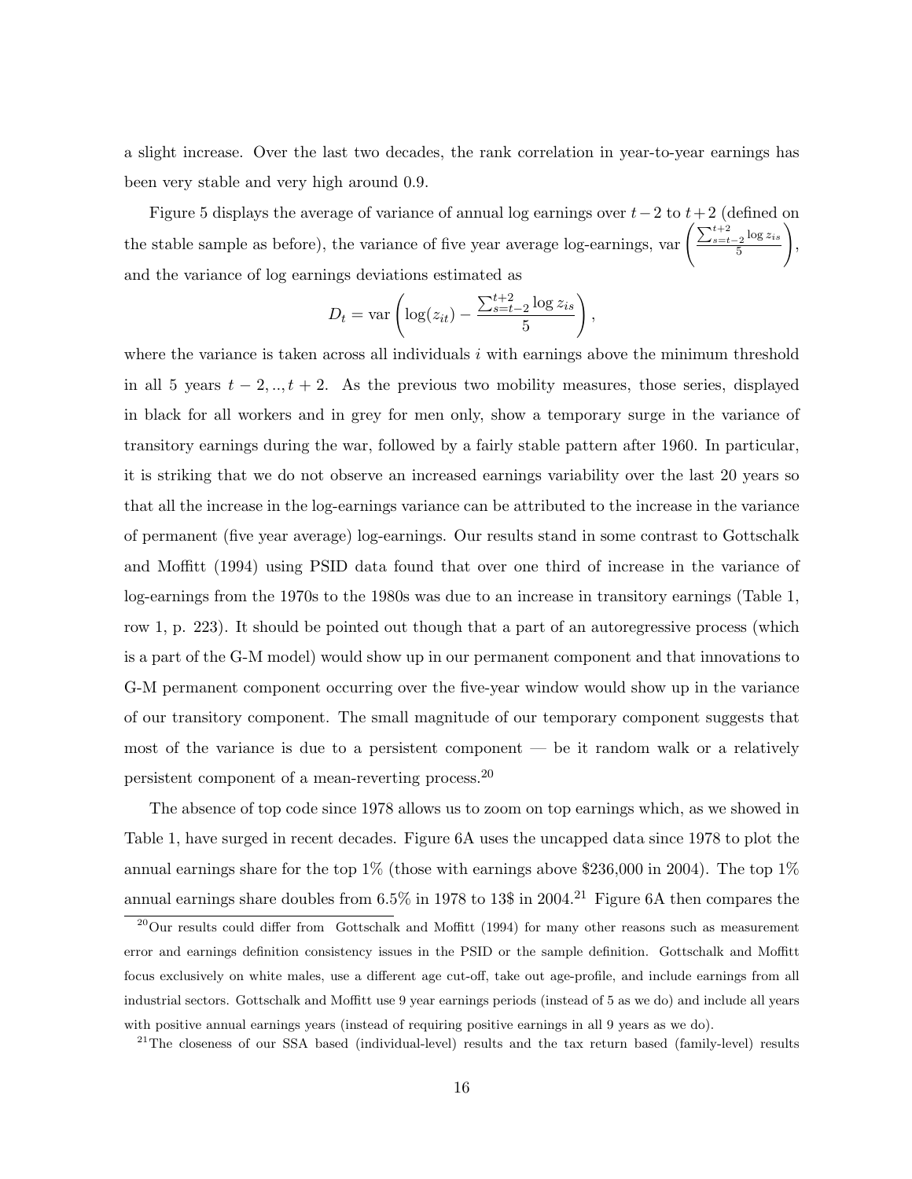a slight increase. Over the last two decades, the rank correlation in year-to-year earnings has been very stable and very high around 0.9.

Figure 5 displays the average of variance of annual log earnings over $t-2$ to $t+2$ (defined on the stable sample as before), the variance of five year average log-earnings, $\text{var}\left(\frac{\sum_{s=t-2}^{t+2} \log z_{is}}{5}\right)$, and the variance of log earnings deviations estimated as

$$D_t = \text{var}\left(\log(z_{it}) - \frac{\sum_{s=t-2}^{t+2} \log z_{is}}{5}\right),$$

where the variance is taken across all individuals $i$ with earnings above the minimum threshold in all 5 years $t-2, .., t+2$. As the previous two mobility measures, those series, displayed in black for all workers and in grey for men only, show a temporary surge in the variance of transitory earnings during the war, followed by a fairly stable pattern after 1960. In particular, it is striking that we do not observe an increased earnings variability over the last 20 years so that all the increase in the log-earnings variance can be attributed to the increase in the variance of permanent (five year average) log-earnings. Our results stand in some contrast to Gottschalk and Moffitt (1994) using PSID data found that over one third of increase in the variance of log-earnings from the 1970s to the 1980s was due to an increase in transitory earnings (Table 1, row 1, p. 223). It should be pointed out though that a part of an autoregressive process (which is a part of the G-M model) would show up in our permanent component and that innovations to G-M permanent component occurring over the five-year window would show up in the variance of our transitory component. The small magnitude of our temporary component suggests that most of the variance is due to a persistent component — be it random walk or a relatively persistent component of a mean-reverting process.[20]

The absence of top code since 1978 allows us to zoom on top earnings which, as we showed in Table 1, have surged in recent decades. Figure 6A uses the uncapped data since 1978 to plot the annual earnings share for the top 1% (those with earnings above $236,000 in 2004). The top 1% annual earnings share doubles from 6.5% in 1978 to 13$ in 2004.[21] Figure 6A then compares the

[20] Our results could differ from Gottschalk and Moffitt (1994) for many other reasons such as measurement error and earnings definition consistency issues in the PSID or the sample definition. Gottschalk and Moffitt focus exclusively on white males, use a different age cut-off, take out age-profile, and include earnings from all industrial sectors. Gottschalk and Moffitt use 9 year earnings periods (instead of 5 as we do) and include all years with positive annual earnings years (instead of requiring positive earnings in all 9 years as we do).

[21] The closeness of our SSA based (individual-level) results and the tax return based (family-level) results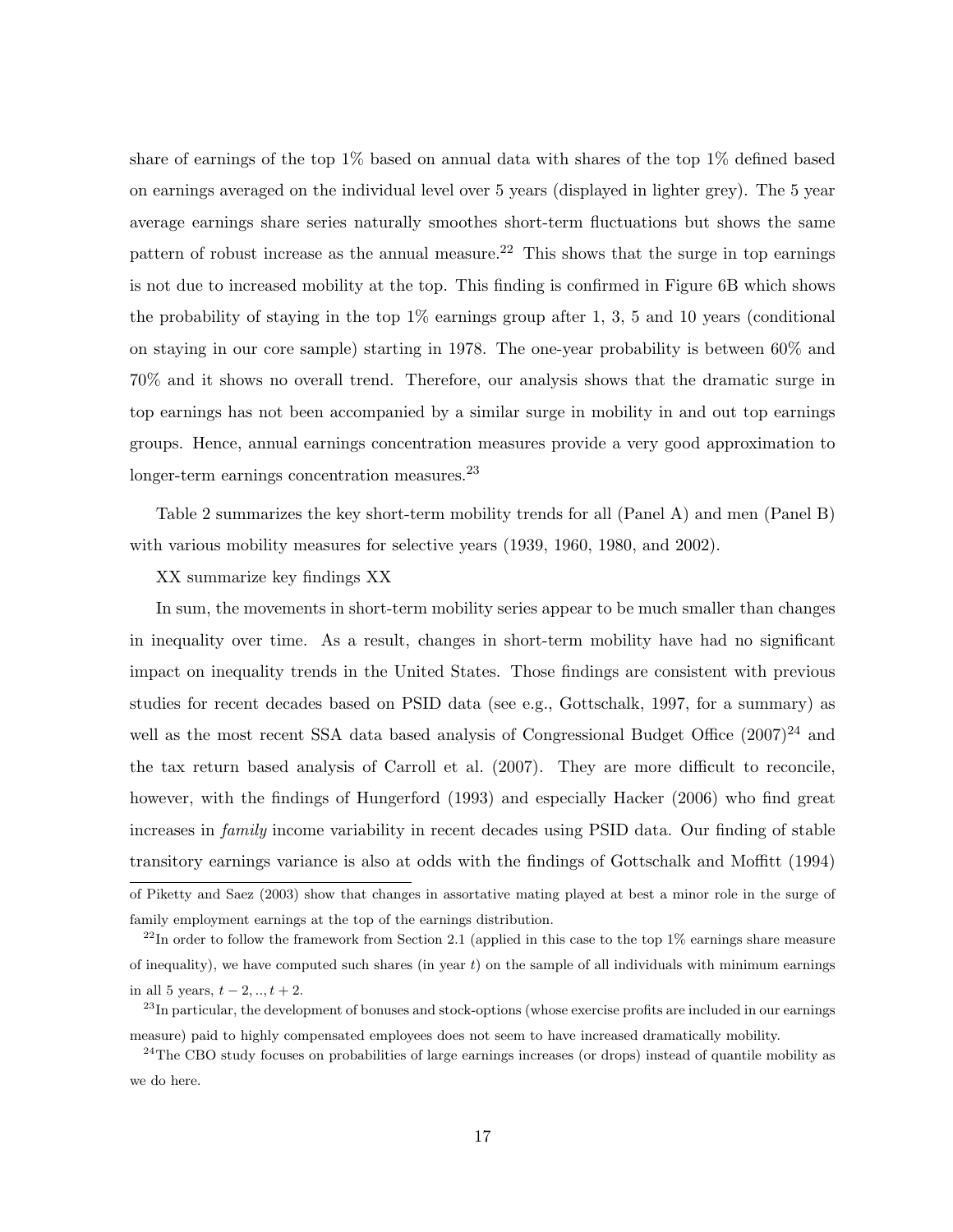share of earnings of the top 1% based on annual data with shares of the top 1% defined based on earnings averaged on the individual level over 5 years (displayed in lighter grey). The 5 year average earnings share series naturally smoothes short-term fluctuations but shows the same pattern of robust increase as the annual measure.[22] This shows that the surge in top earnings is not due to increased mobility at the top. This finding is confirmed in Figure 6B which shows the probability of staying in the top 1% earnings group after 1, 3, 5 and 10 years (conditional on staying in our core sample) starting in 1978. The one-year probability is between 60% and 70% and it shows no overall trend. Therefore, our analysis shows that the dramatic surge in top earnings has not been accompanied by a similar surge in mobility in and out top earnings groups. Hence, annual earnings concentration measures provide a very good approximation to longer-term earnings concentration measures.[23]

Table 2 summarizes the key short-term mobility trends for all (Panel A) and men (Panel B) with various mobility measures for selective years (1939, 1960, 1980, and 2002).

XX summarize key findings XX

In sum, the movements in short-term mobility series appear to be much smaller than changes in inequality over time. As a result, changes in short-term mobility have had no significant impact on inequality trends in the United States. Those findings are consistent with previous studies for recent decades based on PSID data (see e.g., Gottschalk, 1997, for a summary) as well as the most recent SSA data based analysis of Congressional Budget Office (2007)[24] and the tax return based analysis of Carroll et al. (2007). They are more difficult to reconcile, however, with the findings of Hungerford (1993) and especially Hacker (2006) who find great increases in *family* income variability in recent decades using PSID data. Our finding of stable transitory earnings variance is also at odds with the findings of Gottschalk and Moffitt (1994)

---

of Piketty and Saez (2003) show that changes in assortative mating played at best a minor role in the surge of family employment earnings at the top of the earnings distribution.

[22] In order to follow the framework from Section 2.1 (applied in this case to the top 1% earnings share measure of inequality), we have computed such shares (in year $t$) on the sample of all individuals with minimum earnings in all 5 years, $t-2,..,t+2$.

[23] In particular, the development of bonuses and stock-options (whose exercise profits are included in our earnings measure) paid to highly compensated employees does not seem to have increased dramatically mobility.

[24] The CBO study focuses on probabilities of large earnings increases (or drops) instead of quantile mobility as we do here.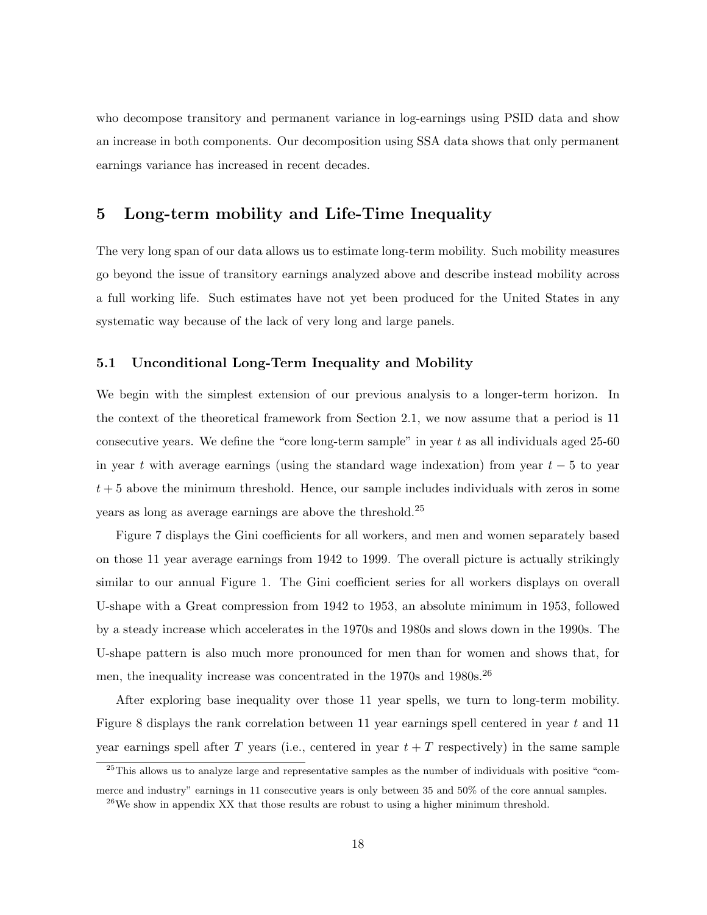who decompose transitory and permanent variance in log-earnings using PSID data and show an increase in both components. Our decomposition using SSA data shows that only permanent earnings variance has increased in recent decades.

# 5 Long-term mobility and Life-Time Inequality

The very long span of our data allows us to estimate long-term mobility. Such mobility measures go beyond the issue of transitory earnings analyzed above and describe instead mobility across a full working life. Such estimates have not yet been produced for the United States in any systematic way because of the lack of very long and large panels.

## 5.1 Unconditional Long-Term Inequality and Mobility

We begin with the simplest extension of our previous analysis to a longer-term horizon. In the context of the theoretical framework from Section 2.1, we now assume that a period is 11 consecutive years. We define the "core long-term sample" in year $t$ as all individuals aged 25-60 in year $t$ with average earnings (using the standard wage indexation) from year $t-5$ to year $t+5$ above the minimum threshold. Hence, our sample includes individuals with zeros in some years as long as average earnings are above the threshold.[25]

Figure 7 displays the Gini coefficients for all workers, and men and women separately based on those 11 year average earnings from 1942 to 1999. The overall picture is actually strikingly similar to our annual Figure 1. The Gini coefficient series for all workers displays on overall U-shape with a Great compression from 1942 to 1953, an absolute minimum in 1953, followed by a steady increase which accelerates in the 1970s and 1980s and slows down in the 1990s. The U-shape pattern is also much more pronounced for men than for women and shows that, for men, the inequality increase was concentrated in the 1970s and 1980s.[26]

After exploring base inequality over those 11 year spells, we turn to long-term mobility. Figure 8 displays the rank correlation between 11 year earnings spell centered in year $t$ and 11 year earnings spell after $T$ years (i.e., centered in year $t+T$ respectively) in the same sample

[25] This allows us to analyze large and representative samples as the number of individuals with positive "commerce and industry" earnings in 11 consecutive years is only between 35 and 50% of the core annual samples.

[26] We show in appendix XX that those results are robust to using a higher minimum threshold.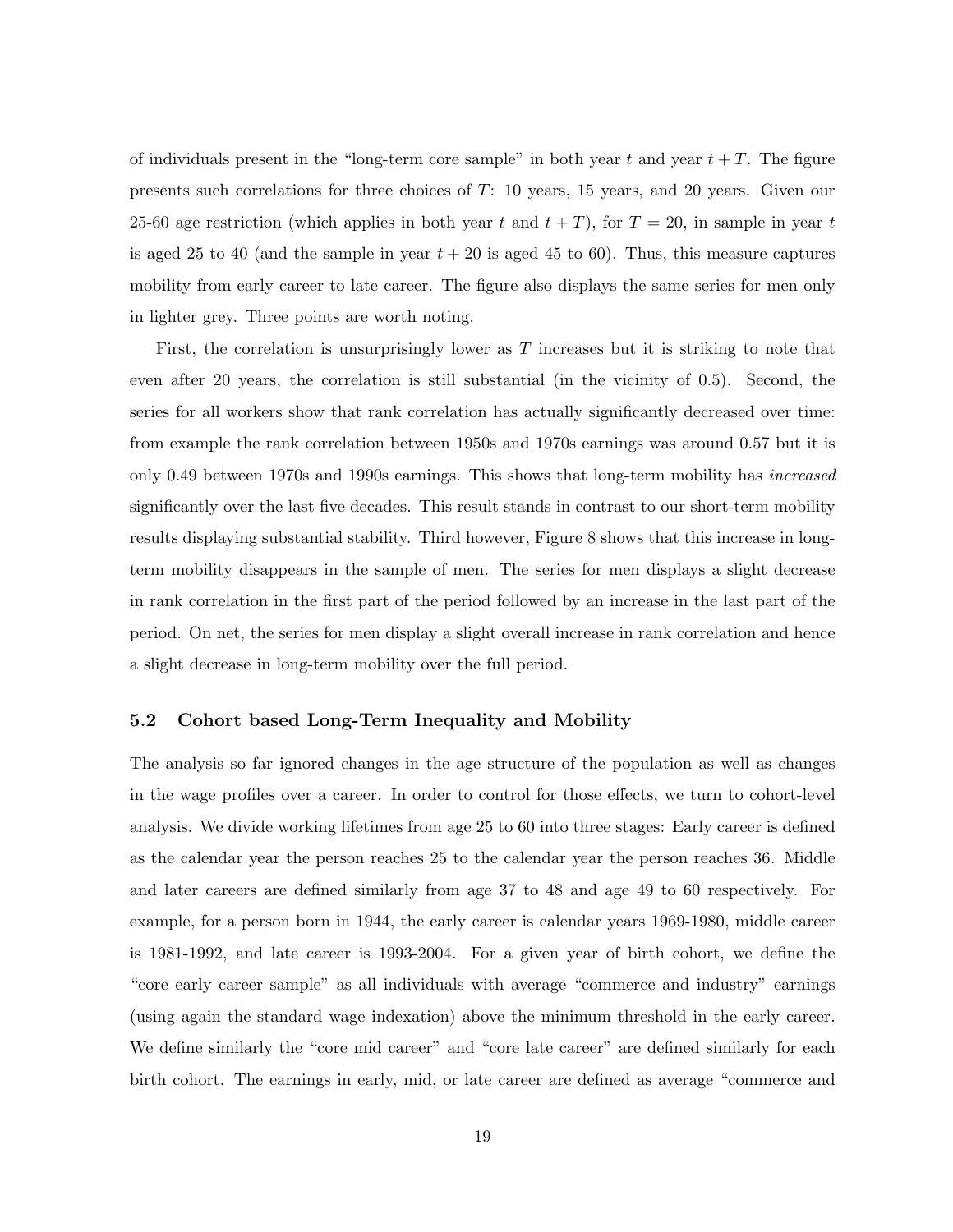of individuals present in the "long-term core sample" in both year $t$ and year $t + T$. The figure presents such correlations for three choices of $T$: 10 years, 15 years, and 20 years. Given our 25-60 age restriction (which applies in both year $t$ and $t + T$), for $T = 20$, in sample in year $t$ is aged 25 to 40 (and the sample in year $t + 20$ is aged 45 to 60). Thus, this measure captures mobility from early career to late career. The figure also displays the same series for men only in lighter grey. Three points are worth noting.

First, the correlation is unsurprisingly lower as $T$ increases but it is striking to note that even after 20 years, the correlation is still substantial (in the vicinity of 0.5). Second, the series for all workers show that rank correlation has actually significantly decreased over time: from example the rank correlation between 1950s and 1970s earnings was around 0.57 but it is only 0.49 between 1970s and 1990s earnings. This shows that long-term mobility has *increased* significantly over the last five decades. This result stands in contrast to our short-term mobility results displaying substantial stability. Third however, Figure 8 shows that this increase in long-term mobility disappears in the sample of men. The series for men displays a slight decrease in rank correlation in the first part of the period followed by an increase in the last part of the period. On net, the series for men display a slight overall increase in rank correlation and hence a slight decrease in long-term mobility over the full period.

### 5.2 Cohort based Long-Term Inequality and Mobility

The analysis so far ignored changes in the age structure of the population as well as changes in the wage profiles over a career. In order to control for those effects, we turn to cohort-level analysis. We divide working lifetimes from age 25 to 60 into three stages: Early career is defined as the calendar year the person reaches 25 to the calendar year the person reaches 36. Middle and later careers are defined similarly from age 37 to 48 and age 49 to 60 respectively. For example, for a person born in 1944, the early career is calendar years 1969-1980, middle career is 1981-1992, and late career is 1993-2004. For a given year of birth cohort, we define the "core early career sample" as all individuals with average "commerce and industry" earnings (using again the standard wage indexation) above the minimum threshold in the early career. We define similarly the "core mid career" and "core late career" are defined similarly for each birth cohort. The earnings in early, mid, or late career are defined as average "commerce and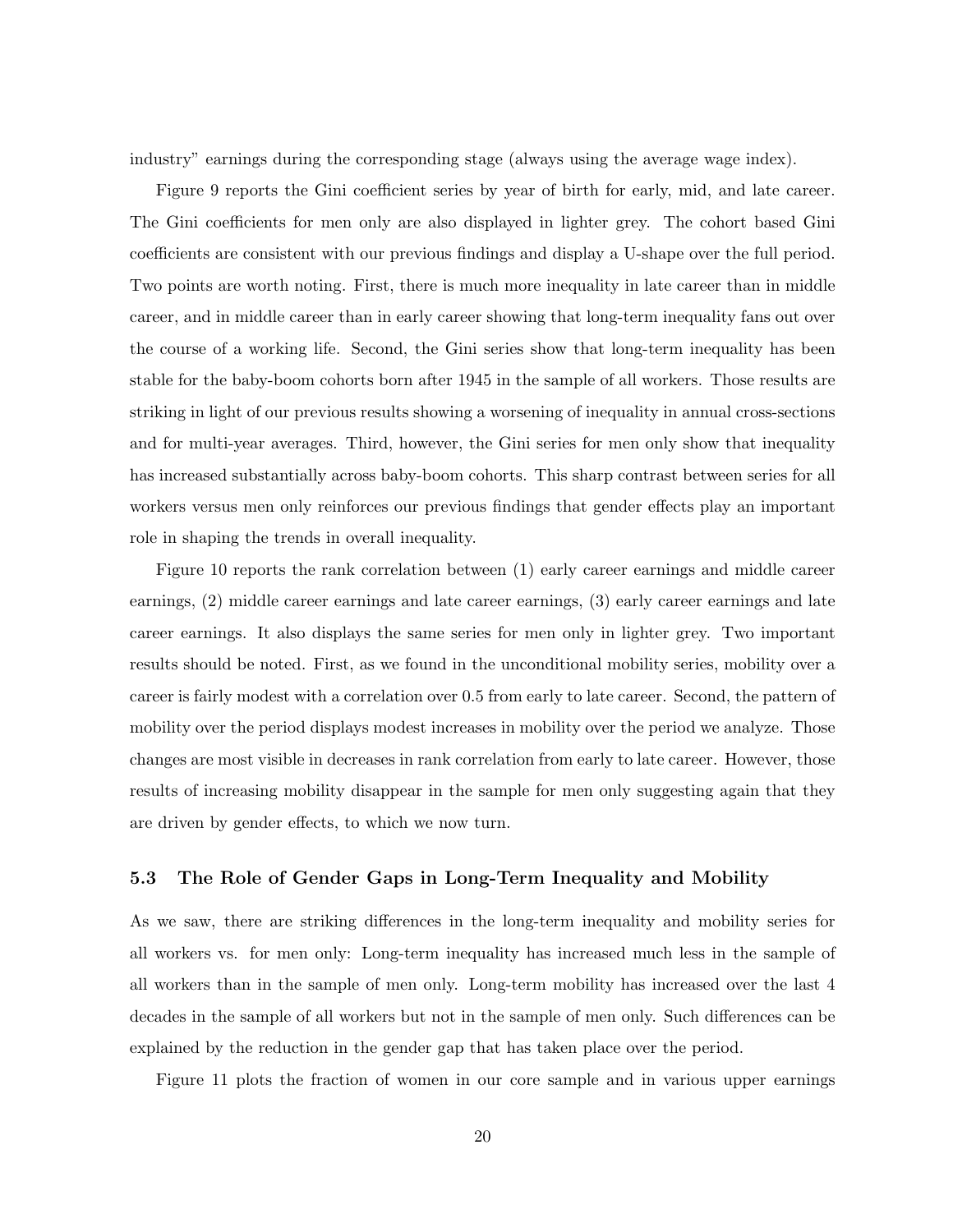industry" earnings during the corresponding stage (always using the average wage index).

Figure 9 reports the Gini coefficient series by year of birth for early, mid, and late career. The Gini coefficients for men only are also displayed in lighter grey. The cohort based Gini coefficients are consistent with our previous findings and display a U-shape over the full period. Two points are worth noting. First, there is much more inequality in late career than in middle career, and in middle career than in early career showing that long-term inequality fans out over the course of a working life. Second, the Gini series show that long-term inequality has been stable for the baby-boom cohorts born after 1945 in the sample of all workers. Those results are striking in light of our previous results showing a worsening of inequality in annual cross-sections and for multi-year averages. Third, however, the Gini series for men only show that inequality has increased substantially across baby-boom cohorts. This sharp contrast between series for all workers versus men only reinforces our previous findings that gender effects play an important role in shaping the trends in overall inequality.

Figure 10 reports the rank correlation between (1) early career earnings and middle career earnings, (2) middle career earnings and late career earnings, (3) early career earnings and late career earnings. It also displays the same series for men only in lighter grey. Two important results should be noted. First, as we found in the unconditional mobility series, mobility over a career is fairly modest with a correlation over 0.5 from early to late career. Second, the pattern of mobility over the period displays modest increases in mobility over the period we analyze. Those changes are most visible in decreases in rank correlation from early to late career. However, those results of increasing mobility disappear in the sample for men only suggesting again that they are driven by gender effects, to which we now turn.

### 5.3 The Role of Gender Gaps in Long-Term Inequality and Mobility

As we saw, there are striking differences in the long-term inequality and mobility series for all workers vs. for men only: Long-term inequality has increased much less in the sample of all workers than in the sample of men only. Long-term mobility has increased over the last 4 decades in the sample of all workers but not in the sample of men only. Such differences can be explained by the reduction in the gender gap that has taken place over the period.

Figure 11 plots the fraction of women in our core sample and in various upper earnings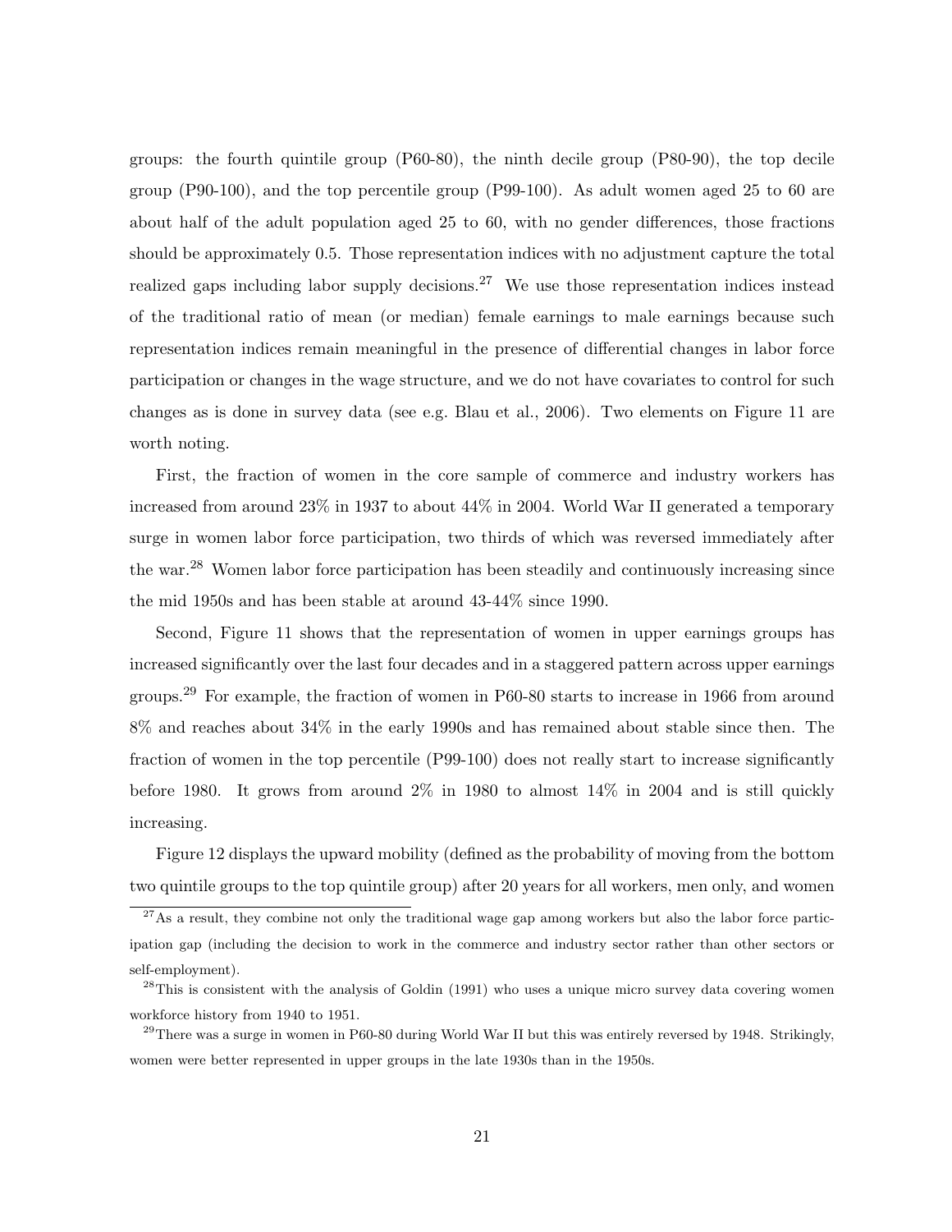groups: the fourth quintile group (P60-80), the ninth decile group (P80-90), the top decile group (P90-100), and the top percentile group (P99-100). As adult women aged 25 to 60 are about half of the adult population aged 25 to 60, with no gender differences, those fractions should be approximately 0.5. Those representation indices with no adjustment capture the total realized gaps including labor supply decisions.[27] We use those representation indices instead of the traditional ratio of mean (or median) female earnings to male earnings because such representation indices remain meaningful in the presence of differential changes in labor force participation or changes in the wage structure, and we do not have covariates to control for such changes as is done in survey data (see e.g. Blau et al., 2006). Two elements on Figure 11 are worth noting.

First, the fraction of women in the core sample of commerce and industry workers has increased from around 23% in 1937 to about 44% in 2004. World War II generated a temporary surge in women labor force participation, two thirds of which was reversed immediately after the war.[28] Women labor force participation has been steadily and continuously increasing since the mid 1950s and has been stable at around 43-44% since 1990.

Second, Figure 11 shows that the representation of women in upper earnings groups has increased significantly over the last four decades and in a staggered pattern across upper earnings groups.[29] For example, the fraction of women in P60-80 starts to increase in 1966 from around 8% and reaches about 34% in the early 1990s and has remained about stable since then. The fraction of women in the top percentile (P99-100) does not really start to increase significantly before 1980. It grows from around 2% in 1980 to almost 14% in 2004 and is still quickly increasing.

Figure 12 displays the upward mobility (defined as the probability of moving from the bottom two quintile groups to the top quintile group) after 20 years for all workers, men only, and women

[27] As a result, they combine not only the traditional wage gap among workers but also the labor force participation gap (including the decision to work in the commerce and industry sector rather than other sectors or self-employment).

[28] This is consistent with the analysis of Goldin (1991) who uses a unique micro survey data covering women workforce history from 1940 to 1951.

[29] There was a surge in women in P60-80 during World War II but this was entirely reversed by 1948. Strikingly, women were better represented in upper groups in the late 1930s than in the 1950s.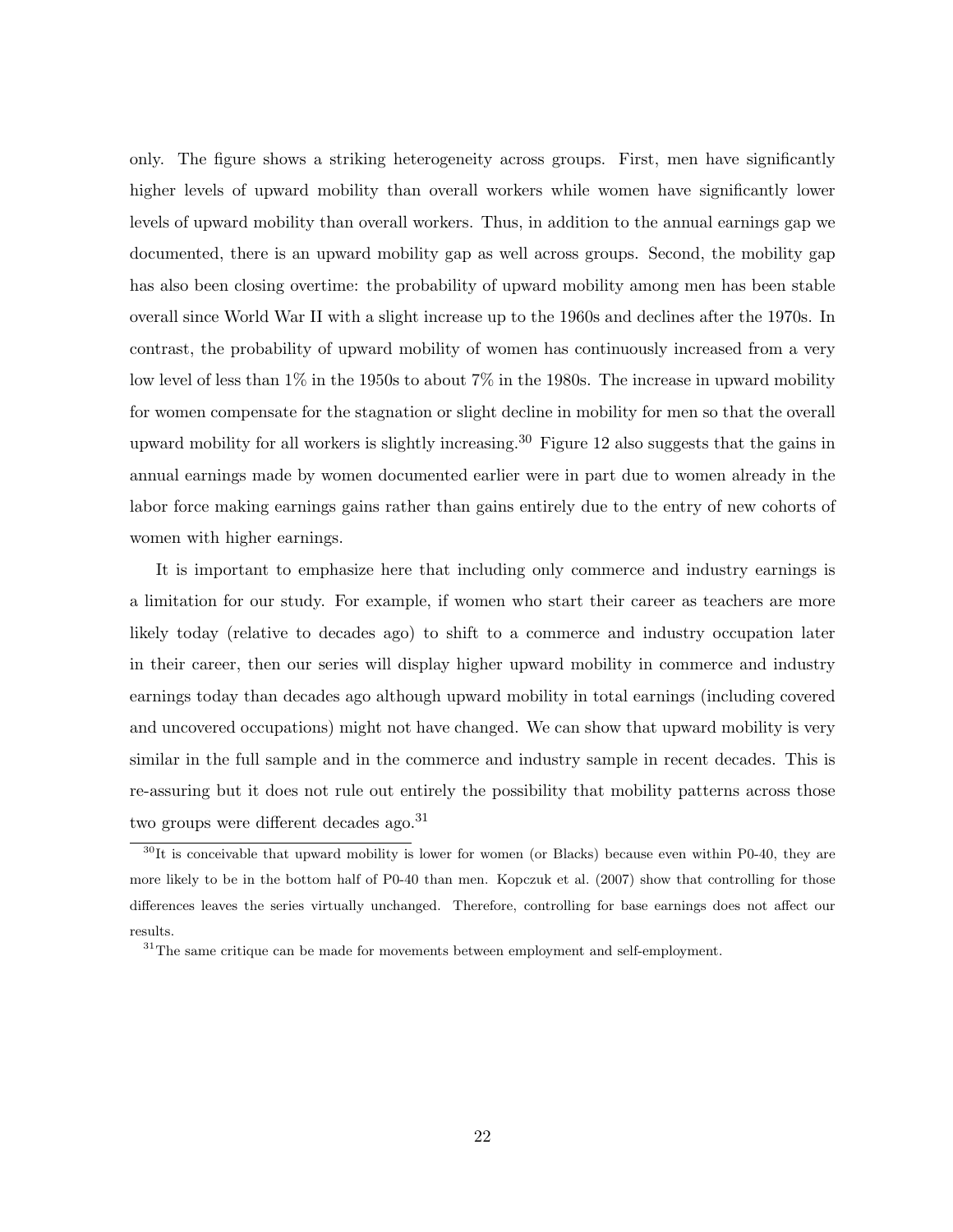only. The figure shows a striking heterogeneity across groups. First, men have significantly higher levels of upward mobility than overall workers while women have significantly lower levels of upward mobility than overall workers. Thus, in addition to the annual earnings gap we documented, there is an upward mobility gap as well across groups. Second, the mobility gap has also been closing overtime: the probability of upward mobility among men has been stable overall since World War II with a slight increase up to the 1960s and declines after the 1970s. In contrast, the probability of upward mobility of women has continuously increased from a very low level of less than 1% in the 1950s to about 7% in the 1980s. The increase in upward mobility for women compensate for the stagnation or slight decline in mobility for men so that the overall upward mobility for all workers is slightly increasing.[30] Figure 12 also suggests that the gains in annual earnings made by women documented earlier were in part due to women already in the labor force making earnings gains rather than gains entirely due to the entry of new cohorts of women with higher earnings.

It is important to emphasize here that including only commerce and industry earnings is a limitation for our study. For example, if women who start their career as teachers are more likely today (relative to decades ago) to shift to a commerce and industry occupation later in their career, then our series will display higher upward mobility in commerce and industry earnings today than decades ago although upward mobility in total earnings (including covered and uncovered occupations) might not have changed. We can show that upward mobility is very similar in the full sample and in the commerce and industry sample in recent decades. This is re-assuring but it does not rule out entirely the possibility that mobility patterns across those two groups were different decades ago.[31]

[30] It is conceivable that upward mobility is lower for women (or Blacks) because even within P0-40, they are more likely to be in the bottom half of P0-40 than men. Kopczuk et al. (2007) show that controlling for those differences leaves the series virtually unchanged. Therefore, controlling for base earnings does not affect our results.

[31] The same critique can be made for movements between employment and self-employment.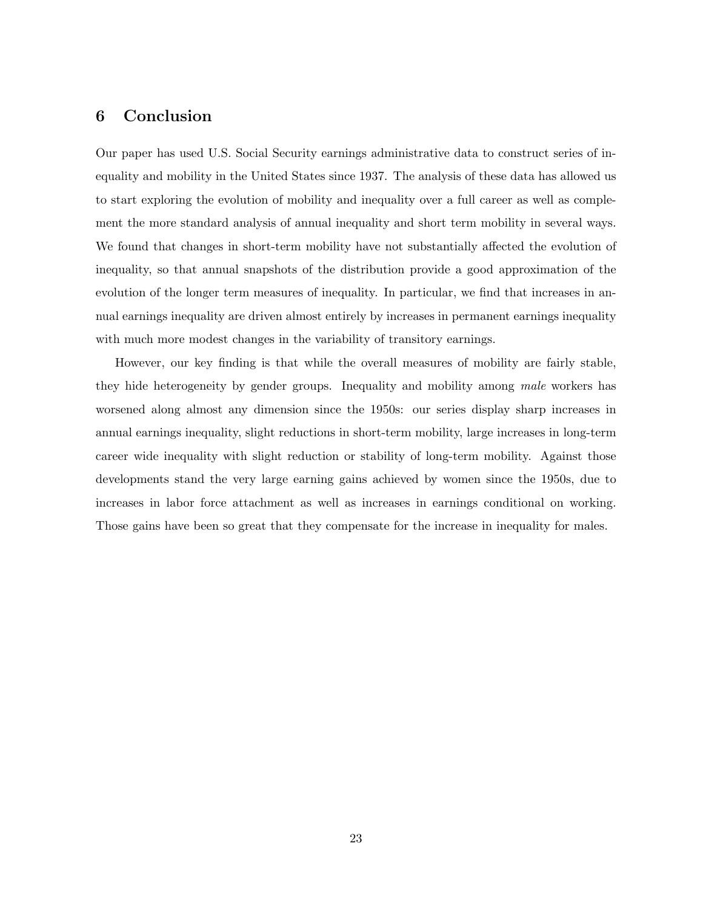## 6 Conclusion

Our paper has used U.S. Social Security earnings administrative data to construct series of inequality and mobility in the United States since 1937. The analysis of these data has allowed us to start exploring the evolution of mobility and inequality over a full career as well as complement the more standard analysis of annual inequality and short term mobility in several ways. We found that changes in short-term mobility have not substantially affected the evolution of inequality, so that annual snapshots of the distribution provide a good approximation of the evolution of the longer term measures of inequality. In particular, we find that increases in annual earnings inequality are driven almost entirely by increases in permanent earnings inequality with much more modest changes in the variability of transitory earnings.

However, our key finding is that while the overall measures of mobility are fairly stable, they hide heterogeneity by gender groups. Inequality and mobility among *male* workers has worsened along almost any dimension since the 1950s: our series display sharp increases in annual earnings inequality, slight reductions in short-term mobility, large increases in long-term career wide inequality with slight reduction or stability of long-term mobility. Against those developments stand the very large earning gains achieved by women since the 1950s, due to increases in labor force attachment as well as increases in earnings conditional on working. Those gains have been so great that they compensate for the increase in inequality for males.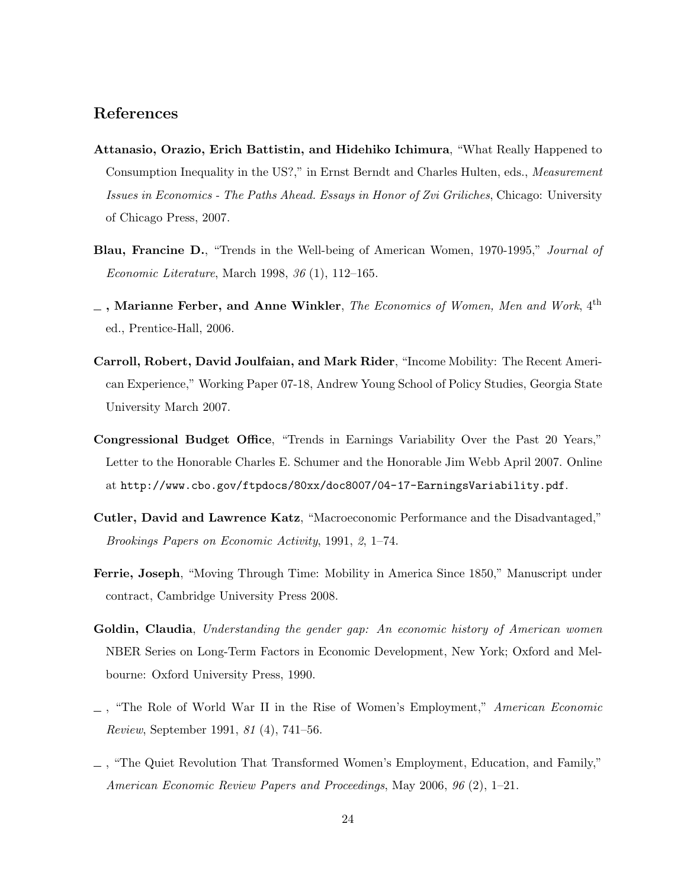## References

**Attanasio, Orazio, Erich Battistin, and Hidehiko Ichimura**, "What Really Happened to Consumption Inequality in the US?," in Ernst Berndt and Charles Hulten, eds., *Measurement Issues in Economics - The Paths Ahead. Essays in Honor of Zvi Griliches*, Chicago: University of Chicago Press, 2007.

**Blau, Francine D.**, "Trends in the Well-being of American Women, 1970-1995," *Journal of Economic Literature*, March 1998, *36* (1), 112–165.

**\_ , Marianne Ferber, and Anne Winkler**, *The Economics of Women, Men and Work*, 4th ed., Prentice-Hall, 2006.

**Carroll, Robert, David Joulfaian, and Mark Rider**, "Income Mobility: The Recent American Experience," Working Paper 07-18, Andrew Young School of Policy Studies, Georgia State University March 2007.

**Congressional Budget Office**, "Trends in Earnings Variability Over the Past 20 Years," Letter to the Honorable Charles E. Schumer and the Honorable Jim Webb April 2007. Online at `http://www.cbo.gov/ftpdocs/80xx/doc8007/04-17-EarningsVariability.pdf`.

**Cutler, David and Lawrence Katz**, "Macroeconomic Performance and the Disadvantaged," *Brookings Papers on Economic Activity*, 1991, *2*, 1–74.

**Ferrie, Joseph**, "Moving Through Time: Mobility in America Since 1850," Manuscript under contract, Cambridge University Press 2008.

**Goldin, Claudia**, *Understanding the gender gap: An economic history of American women* NBER Series on Long-Term Factors in Economic Development, New York; Oxford and Melbourne: Oxford University Press, 1990.

\_ , "The Role of World War II in the Rise of Women's Employment," *American Economic Review*, September 1991, *81* (4), 741–56.

\_ , "The Quiet Revolution That Transformed Women's Employment, Education, and Family," *American Economic Review Papers and Proceedings*, May 2006, *96* (2), 1–21.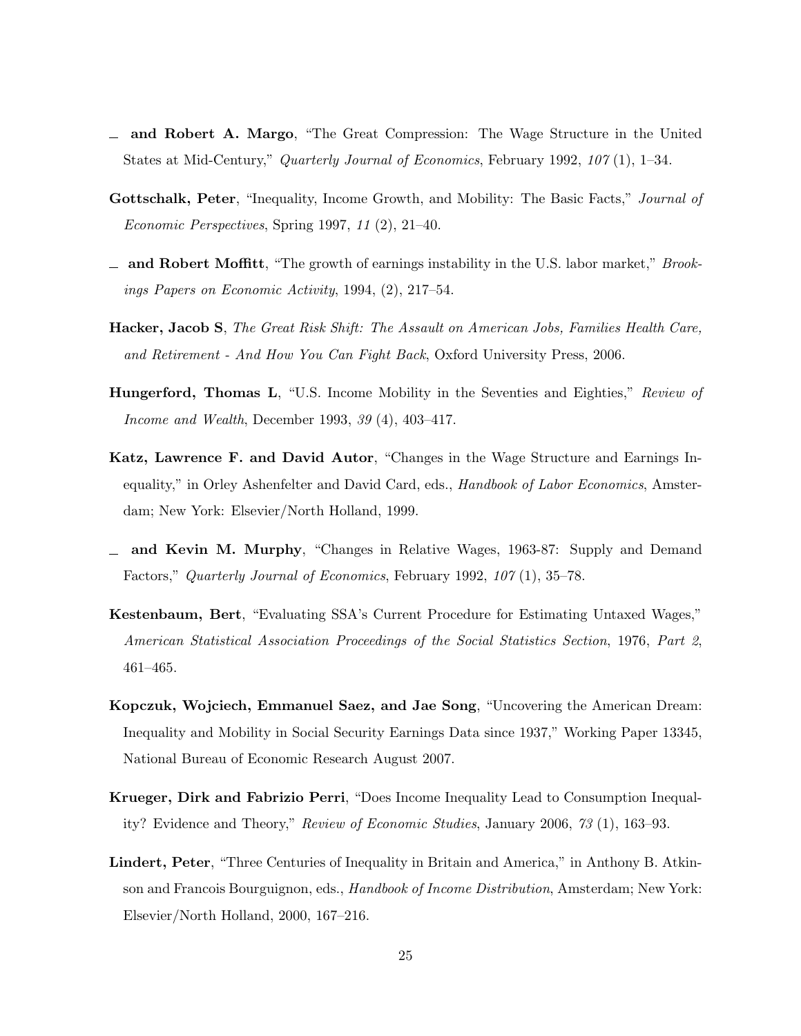— **and Robert A. Margo**, "The Great Compression: The Wage Structure in the United States at Mid-Century," *Quarterly Journal of Economics*, February 1992, *107* (1), 1–34.

**Gottschalk, Peter**, "Inequality, Income Growth, and Mobility: The Basic Facts," *Journal of Economic Perspectives*, Spring 1997, *11* (2), 21–40.

— **and Robert Moffitt**, "The growth of earnings instability in the U.S. labor market," *Brookings Papers on Economic Activity*, 1994, (2), 217–54.

**Hacker, Jacob S**, *The Great Risk Shift: The Assault on American Jobs, Families Health Care, and Retirement - And How You Can Fight Back*, Oxford University Press, 2006.

**Hungerford, Thomas L**, "U.S. Income Mobility in the Seventies and Eighties," *Review of Income and Wealth*, December 1993, *39* (4), 403–417.

**Katz, Lawrence F. and David Autor**, "Changes in the Wage Structure and Earnings Inequality," in Orley Ashenfelter and David Card, eds., *Handbook of Labor Economics*, Amsterdam; New York: Elsevier/North Holland, 1999.

— **and Kevin M. Murphy**, "Changes in Relative Wages, 1963-87: Supply and Demand Factors," *Quarterly Journal of Economics*, February 1992, *107* (1), 35–78.

**Kestenbaum, Bert**, "Evaluating SSA's Current Procedure for Estimating Untaxed Wages," *American Statistical Association Proceedings of the Social Statistics Section*, 1976, *Part 2*, 461–465.

**Kopczuk, Wojciech, Emmanuel Saez, and Jae Song**, "Uncovering the American Dream: Inequality and Mobility in Social Security Earnings Data since 1937," Working Paper 13345, National Bureau of Economic Research August 2007.

**Krueger, Dirk and Fabrizio Perri**, "Does Income Inequality Lead to Consumption Inequality? Evidence and Theory," *Review of Economic Studies*, January 2006, *73* (1), 163–93.

**Lindert, Peter**, "Three Centuries of Inequality in Britain and America," in Anthony B. Atkinson and Francois Bourguignon, eds., *Handbook of Income Distribution*, Amsterdam; New York: Elsevier/North Holland, 2000, 167–216.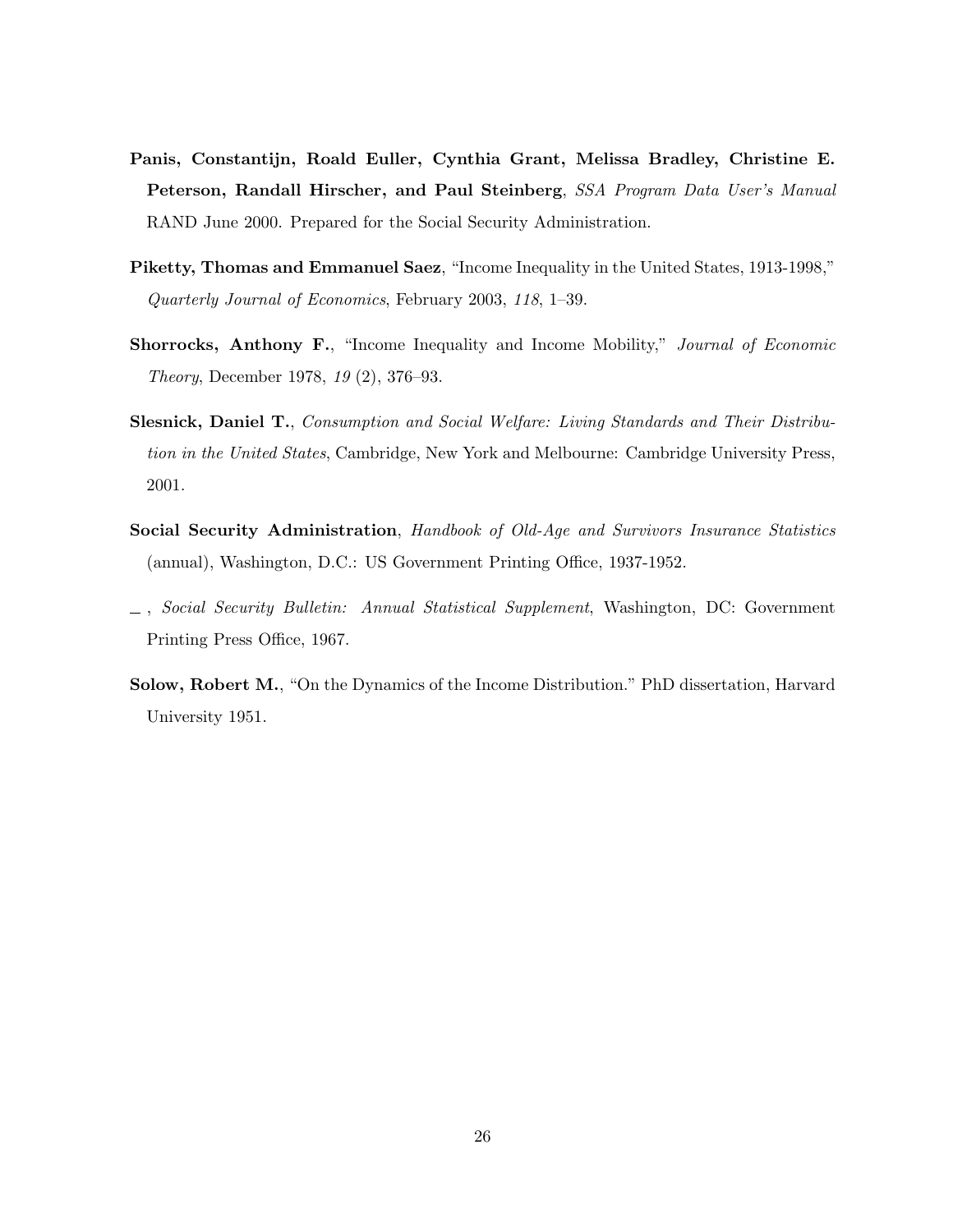**Panis, Constantijn, Roald Euller, Cynthia Grant, Melissa Bradley, Christine E. Peterson, Randall Hirscher, and Paul Steinberg**, *SSA Program Data User's Manual* RAND June 2000. Prepared for the Social Security Administration.

**Piketty, Thomas and Emmanuel Saez**, "Income Inequality in the United States, 1913-1998," *Quarterly Journal of Economics*, February 2003, *118*, 1–39.

**Shorrocks, Anthony F.**, "Income Inequality and Income Mobility," *Journal of Economic Theory*, December 1978, *19* (2), 376–93.

**Slesnick, Daniel T.**, *Consumption and Social Welfare: Living Standards and Their Distribution in the United States*, Cambridge, New York and Melbourne: Cambridge University Press, 2001.

**Social Security Administration**, *Handbook of Old-Age and Survivors Insurance Statistics* (annual), Washington, D.C.: US Government Printing Office, 1937-1952.

_ , *Social Security Bulletin: Annual Statistical Supplement*, Washington, DC: Government Printing Press Office, 1967.

**Solow, Robert M.**, "On the Dynamics of the Income Distribution." PhD dissertation, Harvard University 1951.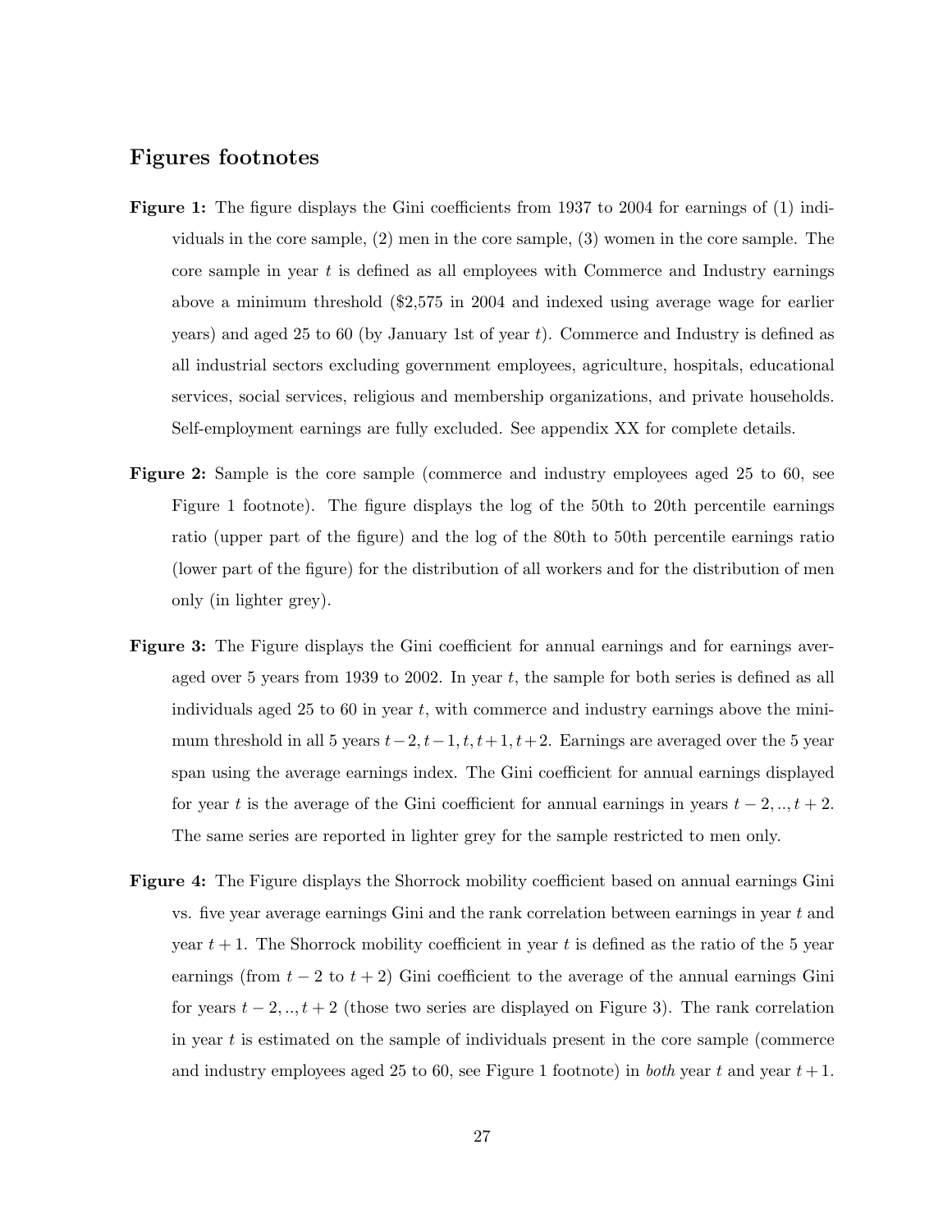## Figures footnotes

**Figure 1:** The figure displays the Gini coefficients from 1937 to 2004 for earnings of (1) individuals in the core sample, (2) men in the core sample, (3) women in the core sample. The core sample in year $t$ is defined as all employees with Commerce and Industry earnings above a minimum threshold ($2,575 in 2004 and indexed using average wage for earlier years) and aged 25 to 60 (by January 1st of year $t$). Commerce and Industry is defined as all industrial sectors excluding government employees, agriculture, hospitals, educational services, social services, religious and membership organizations, and private households. Self-employment earnings are fully excluded. See appendix XX for complete details.

**Figure 2:** Sample is the core sample (commerce and industry employees aged 25 to 60, see Figure 1 footnote). The figure displays the log of the 50th to 20th percentile earnings ratio (upper part of the figure) and the log of the 80th to 50th percentile earnings ratio (lower part of the figure) for the distribution of all workers and for the distribution of men only (in lighter grey).

**Figure 3:** The Figure displays the Gini coefficient for annual earnings and for earnings averaged over 5 years from 1939 to 2002. In year $t$, the sample for both series is defined as all individuals aged 25 to 60 in year $t$, with commerce and industry earnings above the minimum threshold in all 5 years $t-2, t-1, t, t+1, t+2$. Earnings are averaged over the 5 year span using the average earnings index. The Gini coefficient for annual earnings displayed for year $t$ is the average of the Gini coefficient for annual earnings in years $t-2, .., t+2$. The same series are reported in lighter grey for the sample restricted to men only.

**Figure 4:** The Figure displays the Shorrock mobility coefficient based on annual earnings Gini vs. five year average earnings Gini and the rank correlation between earnings in year $t$ and year $t+1$. The Shorrock mobility coefficient in year $t$ is defined as the ratio of the 5 year earnings (from $t-2$ to $t+2$) Gini coefficient to the average of the annual earnings Gini for years $t-2, .., t+2$ (those two series are displayed on Figure 3). The rank correlation in year $t$ is estimated on the sample of individuals present in the core sample (commerce and industry employees aged 25 to 60, see Figure 1 footnote) in *both* year $t$ and year $t+1$.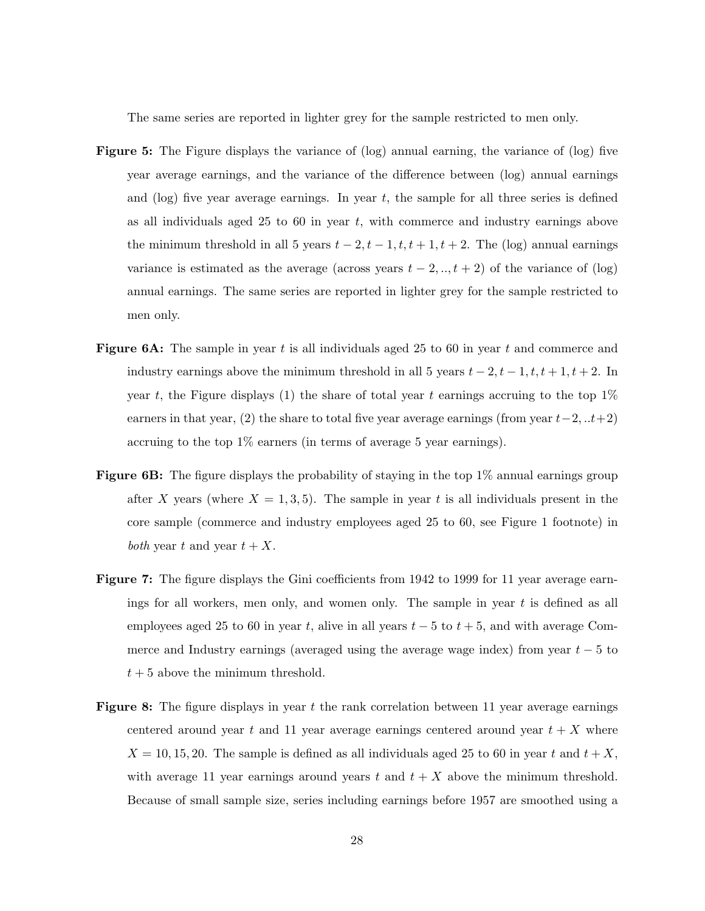The same series are reported in lighter grey for the sample restricted to men only.

**Figure 5:** The Figure displays the variance of (log) annual earning, the variance of (log) five year average earnings, and the variance of the difference between (log) annual earnings and (log) five year average earnings. In year $t$, the sample for all three series is defined as all individuals aged 25 to 60 in year $t$, with commerce and industry earnings above the minimum threshold in all 5 years $t-2, t-1, t, t+1, t+2$. The (log) annual earnings variance is estimated as the average (across years $t-2, .., t+2$) of the variance of (log) annual earnings. The same series are reported in lighter grey for the sample restricted to men only.

**Figure 6A:** The sample in year $t$ is all individuals aged 25 to 60 in year $t$ and commerce and industry earnings above the minimum threshold in all 5 years $t-2, t-1, t, t+1, t+2$. In year $t$, the Figure displays (1) the share of total year $t$ earnings accruing to the top 1% earners in that year, (2) the share to total five year average earnings (from year $t-2, ..t+2$) accruing to the top 1% earners (in terms of average 5 year earnings).

**Figure 6B:** The figure displays the probability of staying in the top 1% annual earnings group after $X$ years (where $X = 1, 3, 5$). The sample in year $t$ is all individuals present in the core sample (commerce and industry employees aged 25 to 60, see Figure 1 footnote) in *both* year $t$ and year $t+X$.

**Figure 7:** The figure displays the Gini coefficients from 1942 to 1999 for 11 year average earnings for all workers, men only, and women only. The sample in year $t$ is defined as all employees aged 25 to 60 in year $t$, alive in all years $t-5$ to $t+5$, and with average Commerce and Industry earnings (averaged using the average wage index) from year $t-5$ to $t+5$ above the minimum threshold.

**Figure 8:** The figure displays in year $t$ the rank correlation between 11 year average earnings centered around year $t$ and 11 year average earnings centered around year $t+X$ where $X = 10, 15, 20$. The sample is defined as all individuals aged 25 to 60 in year $t$ and $t+X$, with average 11 year earnings around years $t$ and $t+X$ above the minimum threshold. Because of small sample size, series including earnings before 1957 are smoothed using a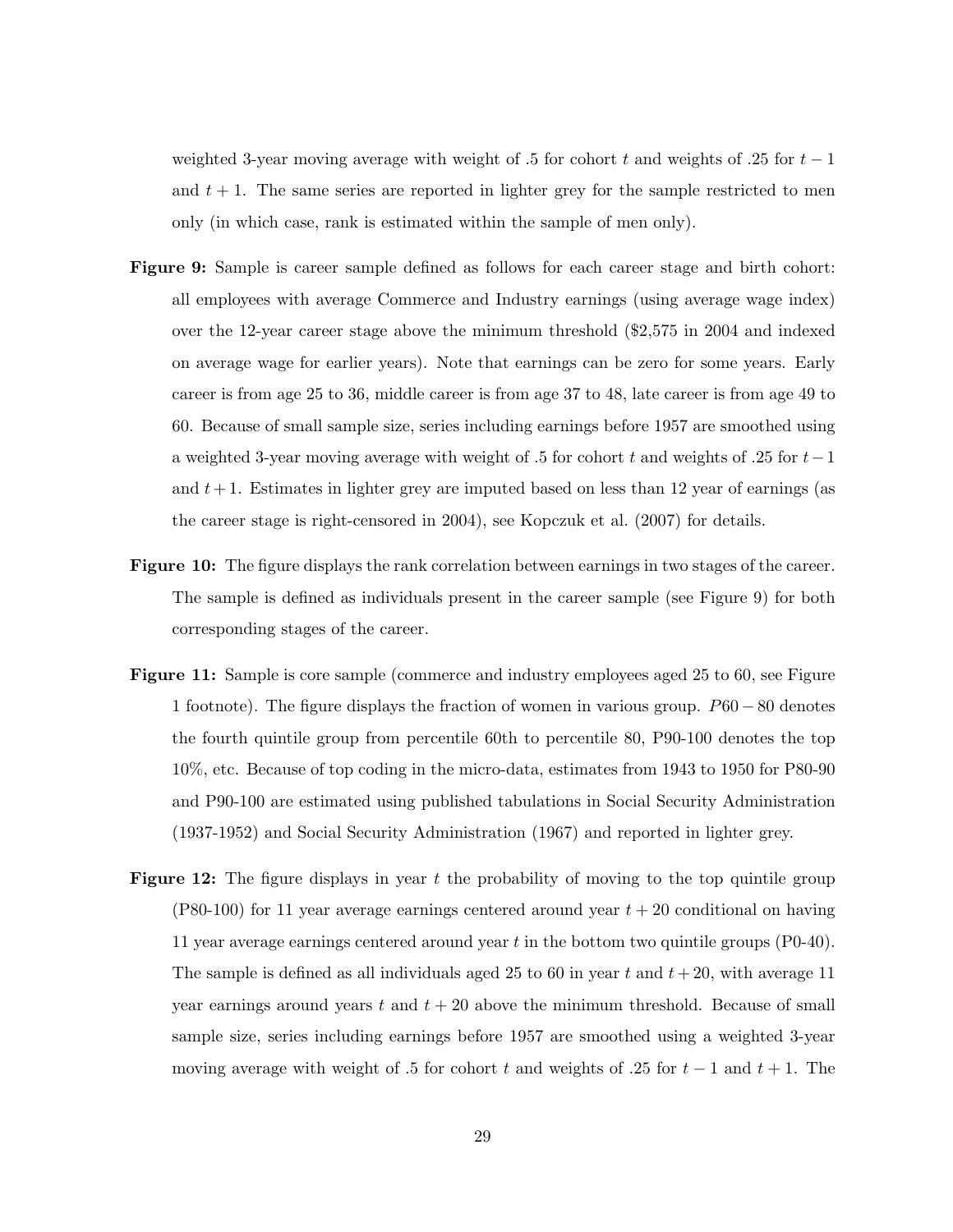weighted 3-year moving average with weight of .5 for cohort $t$ and weights of .25 for $t-1$ and $t+1$. The same series are reported in lighter grey for the sample restricted to men only (in which case, rank is estimated within the sample of men only).

**Figure 9:** Sample is career sample defined as follows for each career stage and birth cohort: all employees with average Commerce and Industry earnings (using average wage index) over the 12-year career stage above the minimum threshold ($2,575 in 2004 and indexed on average wage for earlier years). Note that earnings can be zero for some years. Early career is from age 25 to 36, middle career is from age 37 to 48, late career is from age 49 to 60. Because of small sample size, series including earnings before 1957 are smoothed using a weighted 3-year moving average with weight of .5 for cohort $t$ and weights of .25 for $t-1$ and $t+1$. Estimates in lighter grey are imputed based on less than 12 year of earnings (as the career stage is right-censored in 2004), see Kopczuk et al. (2007) for details.

**Figure 10:** The figure displays the rank correlation between earnings in two stages of the career. The sample is defined as individuals present in the career sample (see Figure 9) for both corresponding stages of the career.

**Figure 11:** Sample is core sample (commerce and industry employees aged 25 to 60, see Figure 1 footnote). The figure displays the fraction of women in various group. $P60-80$ denotes the fourth quintile group from percentile 60th to percentile 80, P90-100 denotes the top 10%, etc. Because of top coding in the micro-data, estimates from 1943 to 1950 for P80-90 and P90-100 are estimated using published tabulations in Social Security Administration (1937-1952) and Social Security Administration (1967) and reported in lighter grey.

**Figure 12:** The figure displays in year $t$ the probability of moving to the top quintile group (P80-100) for 11 year average earnings centered around year $t+20$ conditional on having 11 year average earnings centered around year $t$ in the bottom two quintile groups (P0-40). The sample is defined as all individuals aged 25 to 60 in year $t$ and $t+20$, with average 11 year earnings around years $t$ and $t+20$ above the minimum threshold. Because of small sample size, series including earnings before 1957 are smoothed using a weighted 3-year moving average with weight of .5 for cohort $t$ and weights of .25 for $t-1$ and $t+1$. The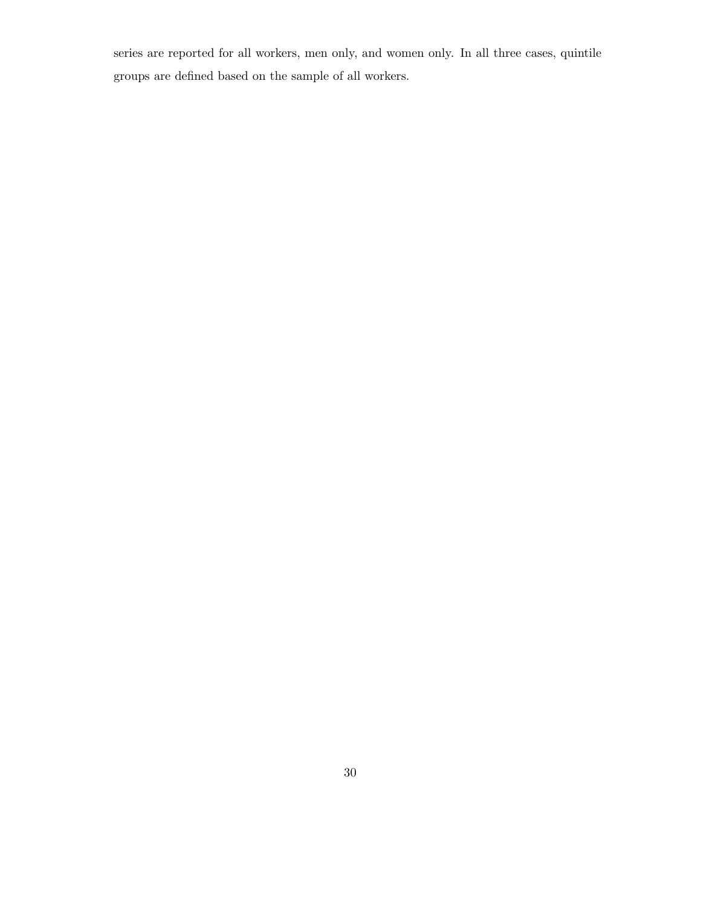series are reported for all workers, men only, and women only. In all three cases, quintile groups are defined based on the sample of all workers.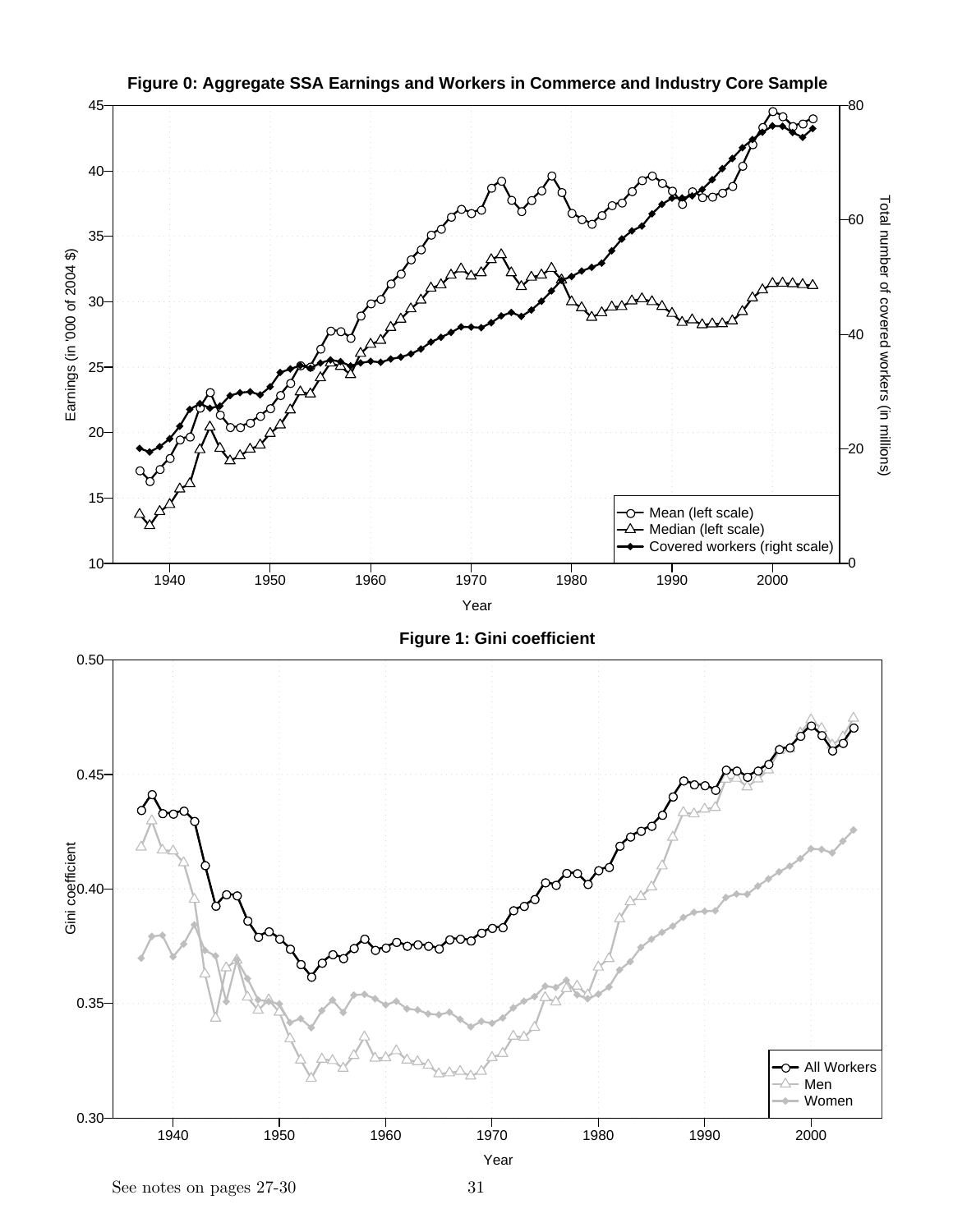**Figure 0: Aggregate SSA Earnings and Workers in Commerce and Industry Core Sample**

**Figure 1: Gini coefficient**

See notes on pages 27-30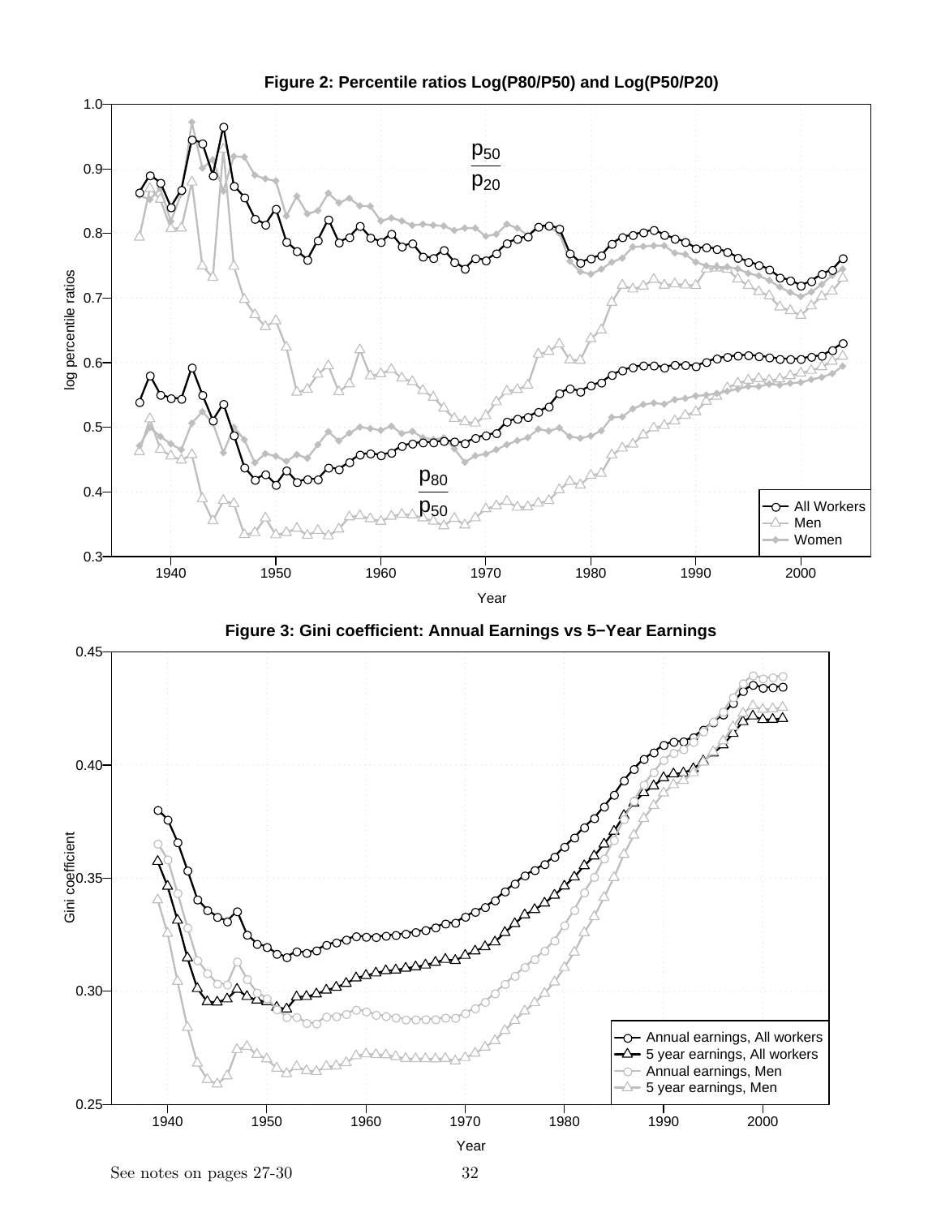**Figure 2: Percentile ratios Log(P80/P50) and Log(P50/P20)**

**Figure 3: Gini coefficient: Annual Earnings vs 5−Year Earnings**

See notes on pages 27-30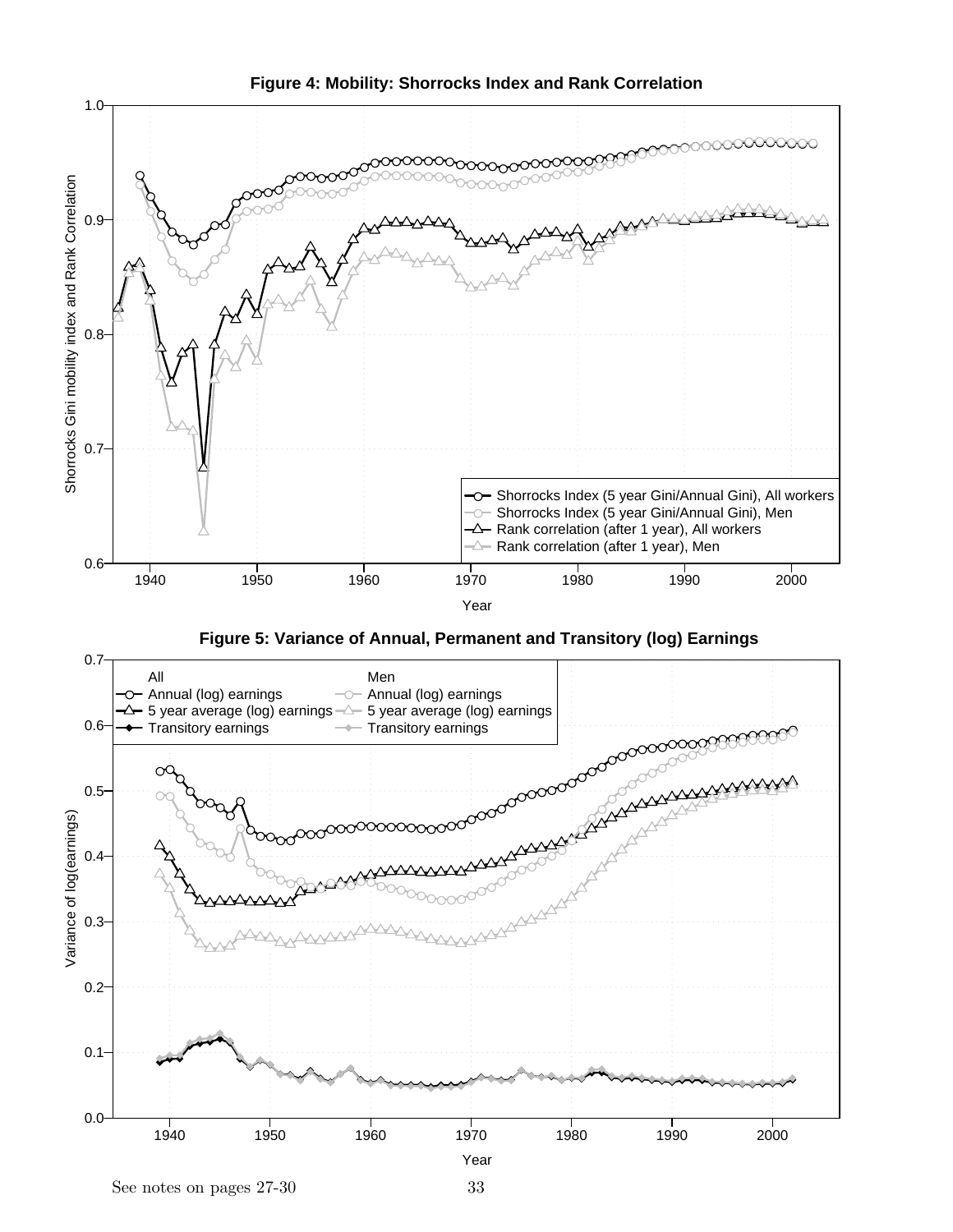**Figure 4: Mobility: Shorrocks Index and Rank Correlation**

**Figure 5: Variance of Annual, Permanent and Transitory (log) Earnings**

See notes on pages 27-30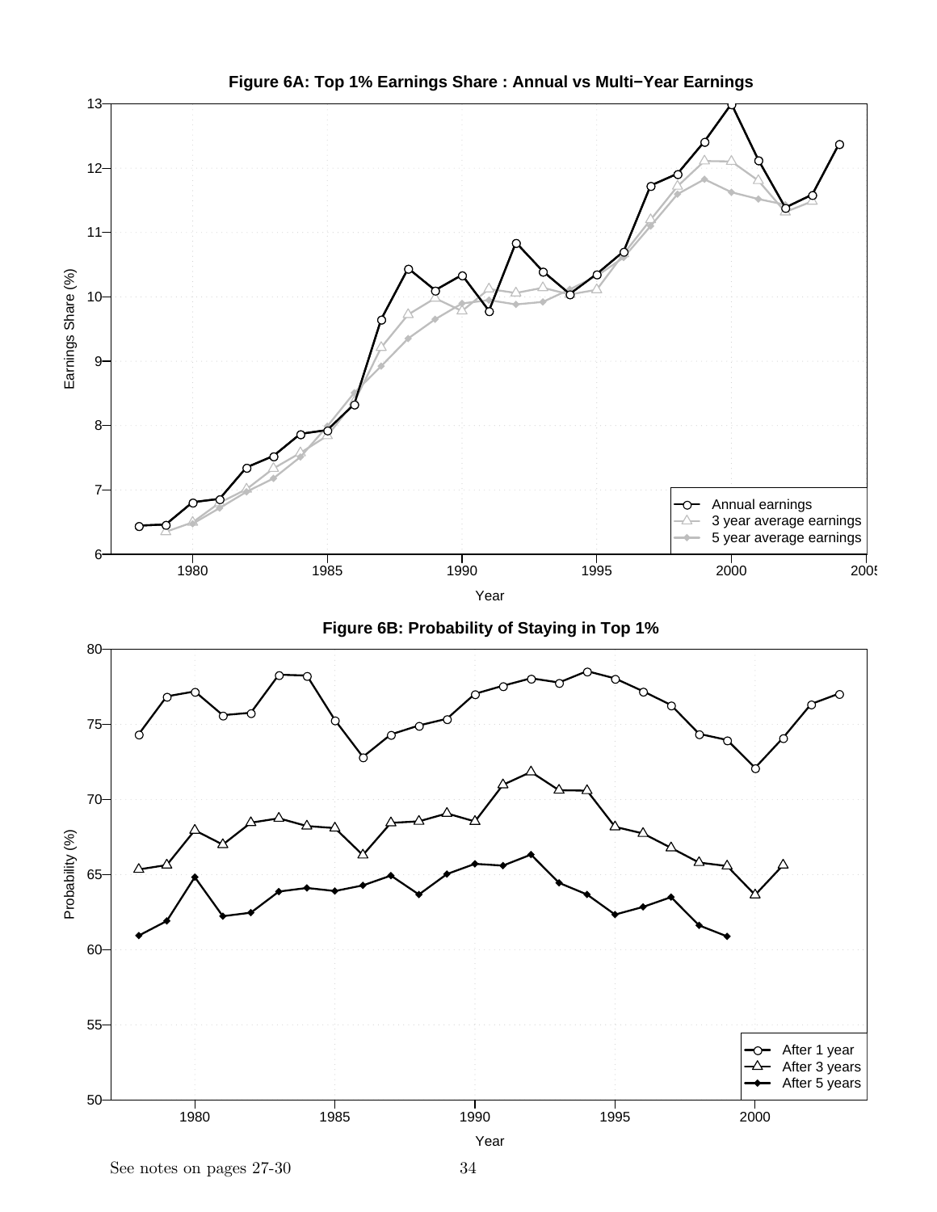**Figure 6A: Top 1% Earnings Share : Annual vs Multi−Year Earnings**

**Figure 6B: Probability of Staying in Top 1%**

See notes on pages 27-30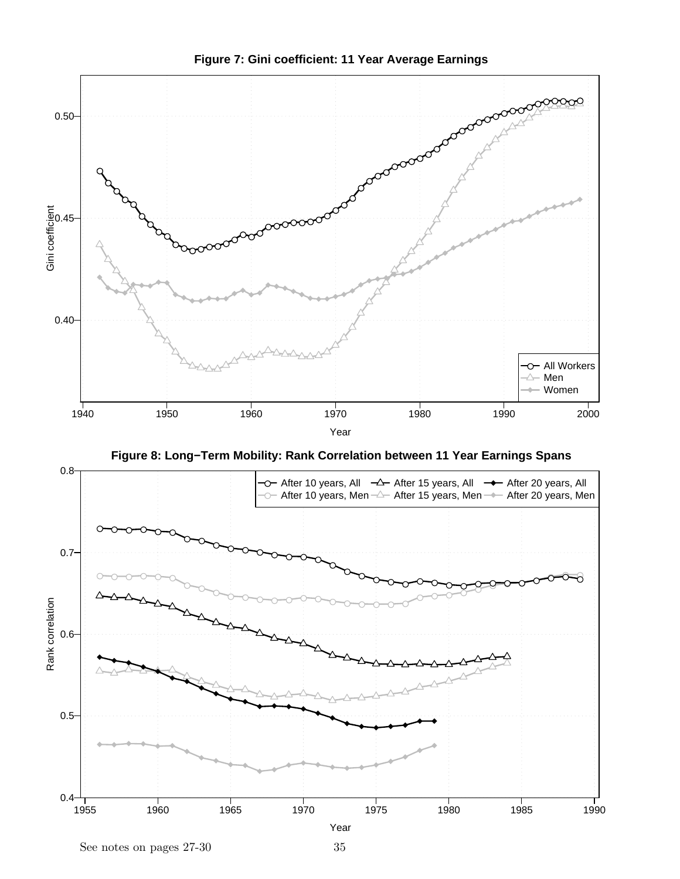**Figure 7: Gini coefficient: 11 Year Average Earnings**

**Figure 8: Long−Term Mobility: Rank Correlation between 11 Year Earnings Spans**

See notes on pages 27-30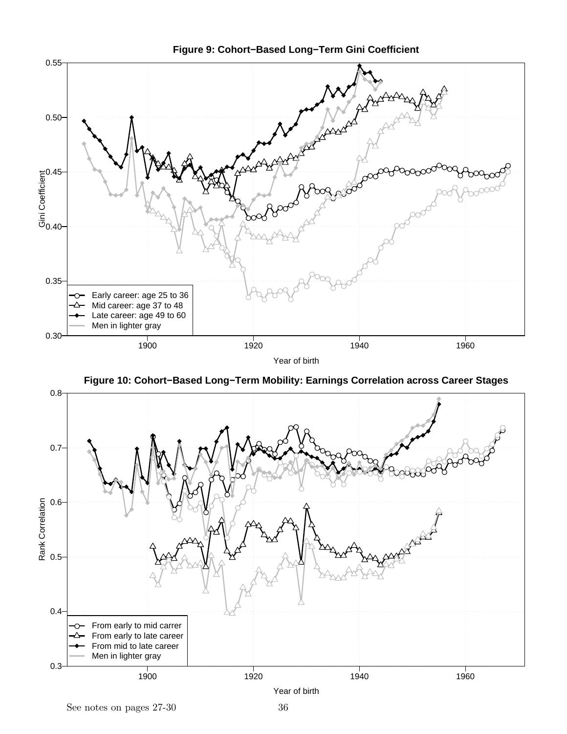**Figure 9: Cohort−Based Long−Term Gini Coefficient**

**Figure 10: Cohort−Based Long−Term Mobility: Earnings Correlation across Career Stages**

See notes on pages 27-30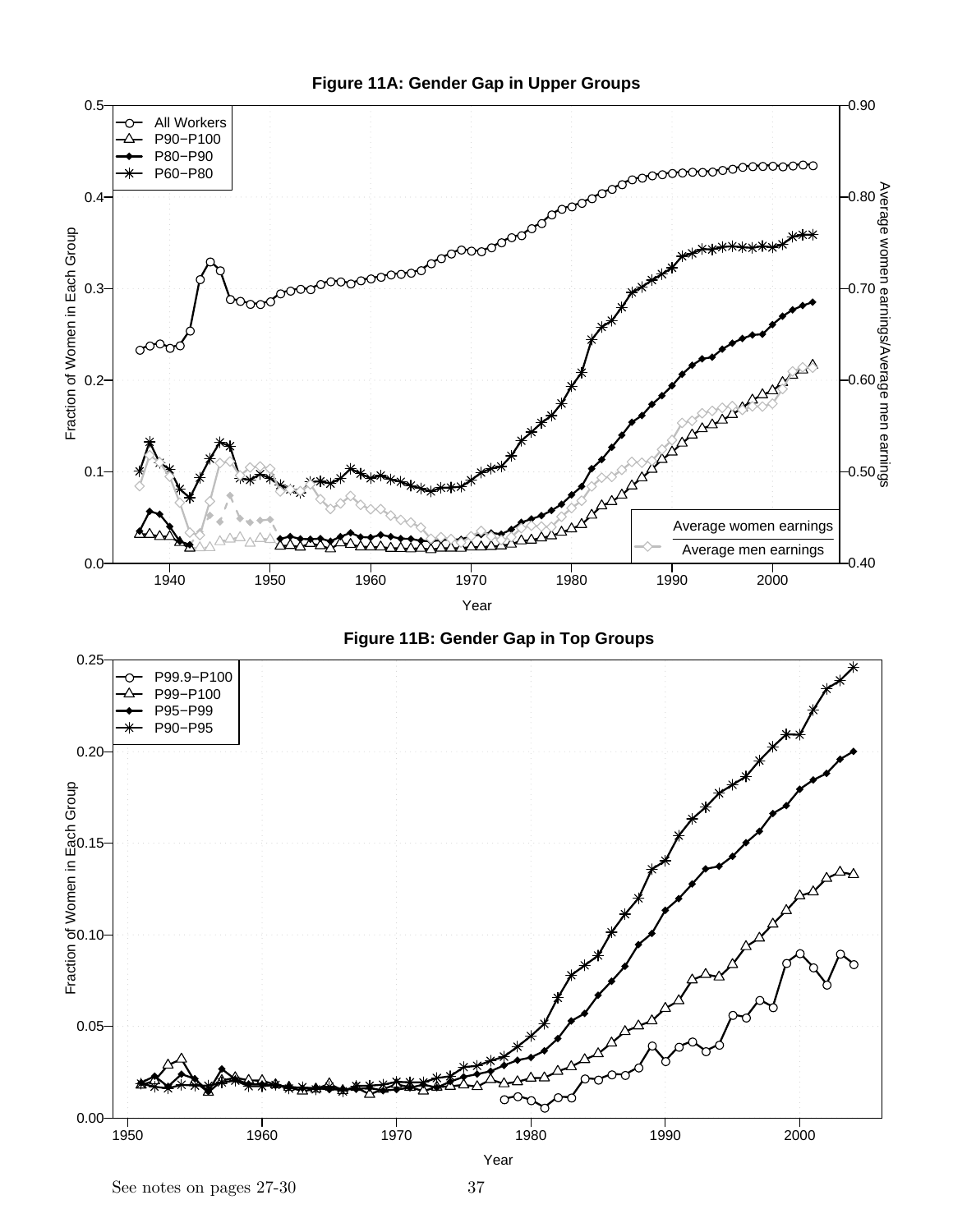**Figure 11A: Gender Gap in Upper Groups**

**Figure 11B: Gender Gap in Top Groups**

See notes on pages 27-30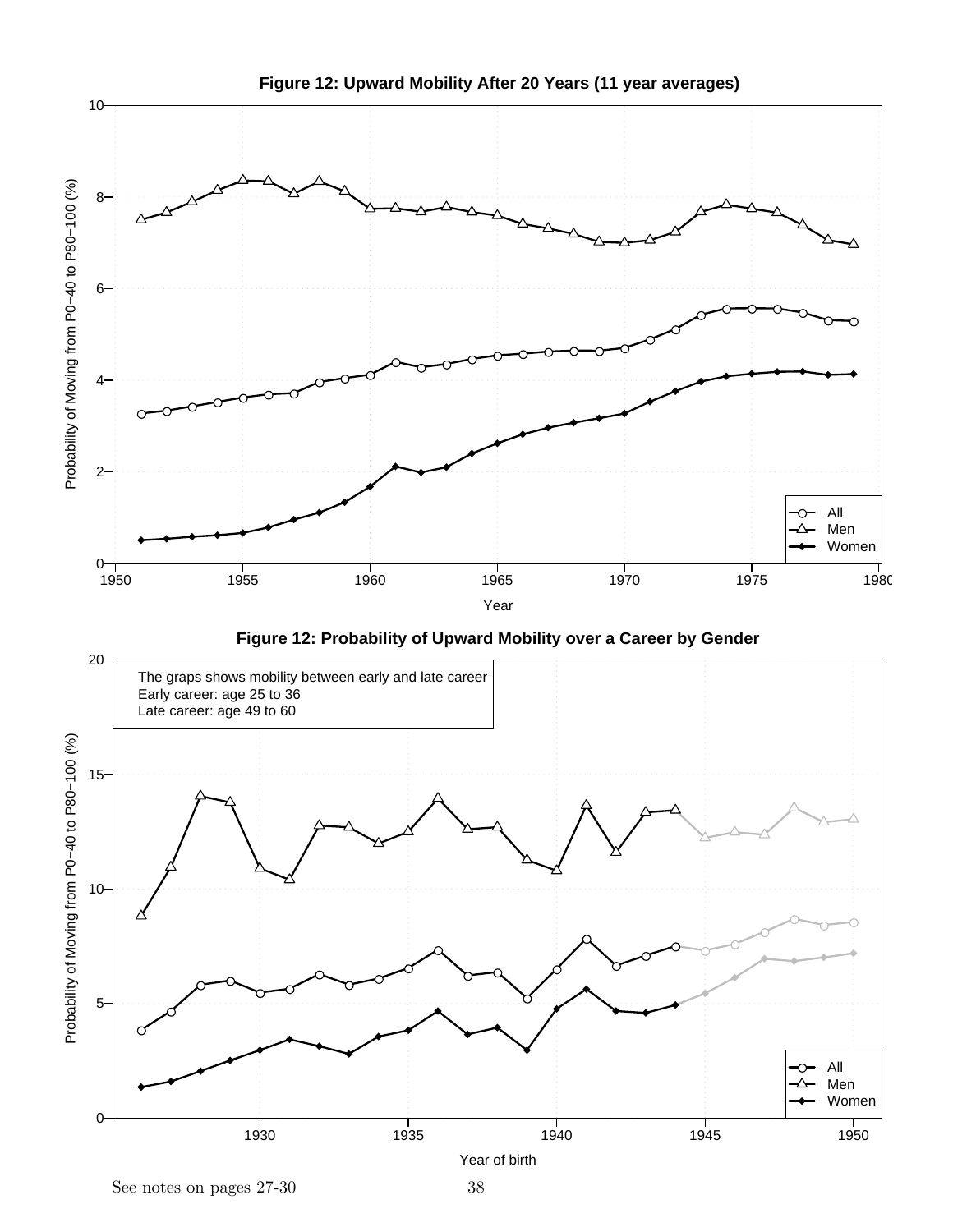**Figure 12: Upward Mobility After 20 Years (11 year averages)**

**Figure 12: Probability of Upward Mobility over a Career by Gender**

The graps shows mobility between early and late career
Early career: age 25 to 36
Late career: age 49 to 60

See notes on pages 27-30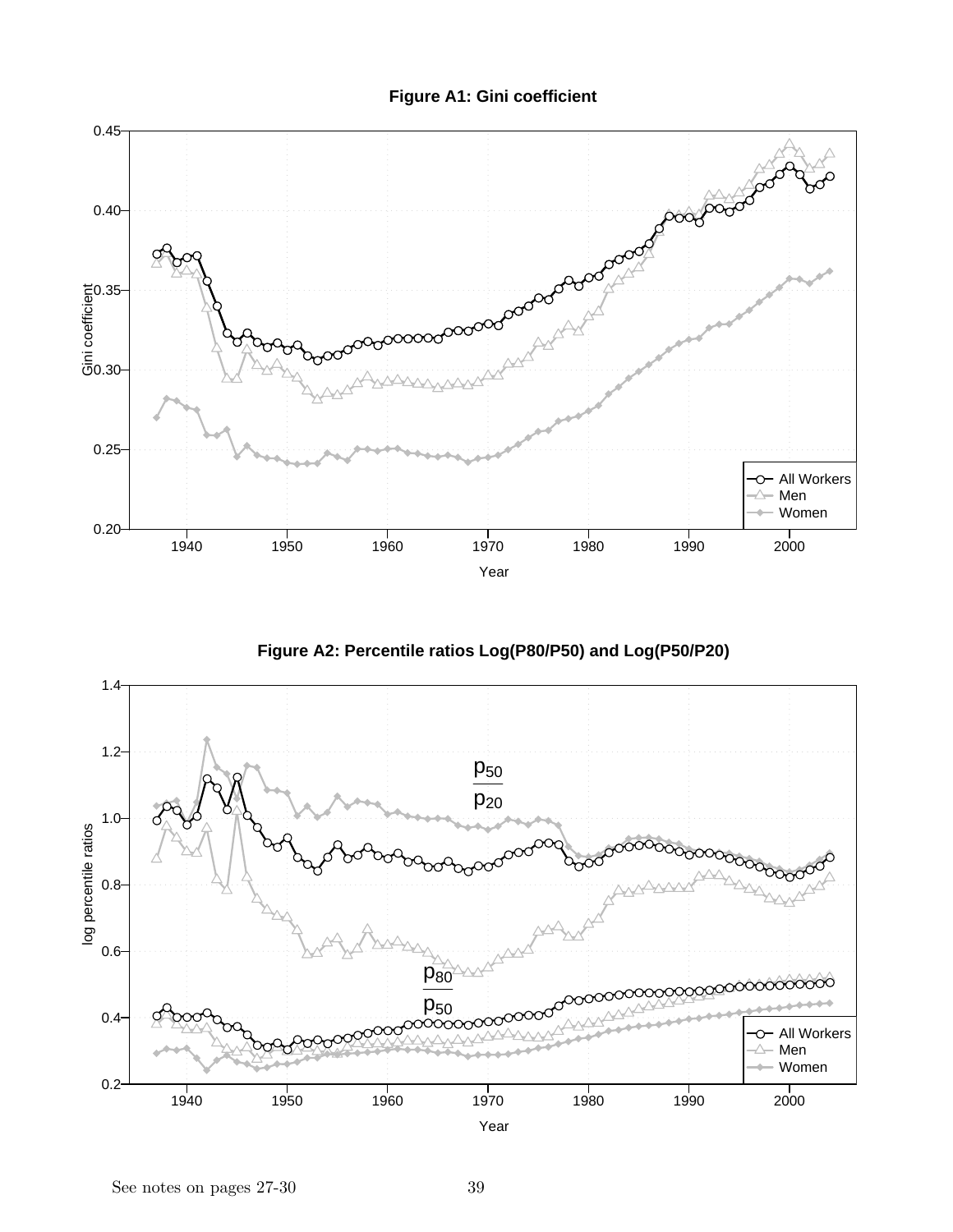**Figure A1: Gini coefficient**

**Figure A2: Percentile ratios Log(P80/P50) and Log(P50/P20)**

See notes on pages 27-30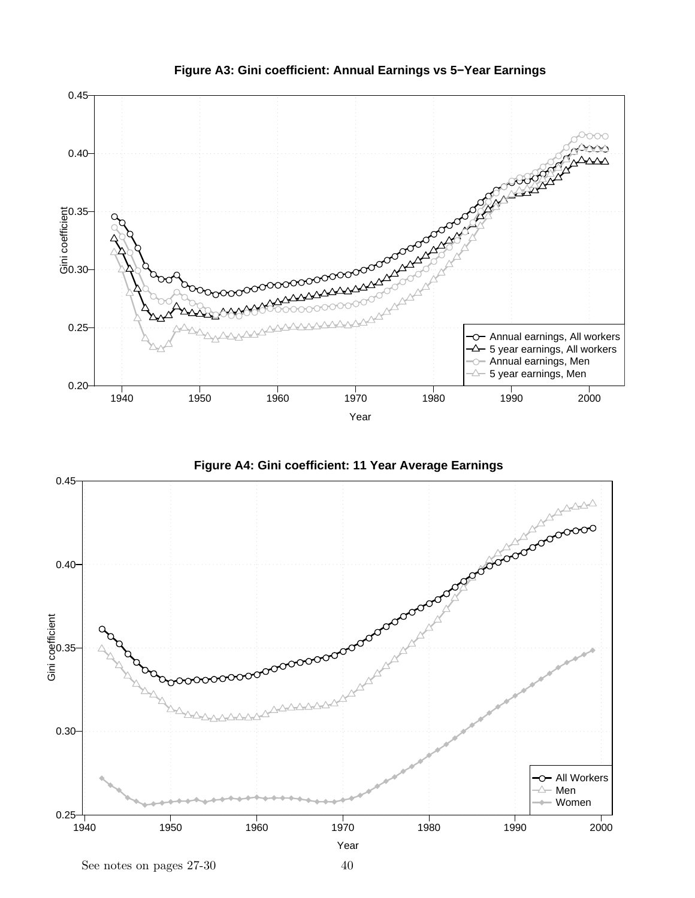**Figure A3: Gini coefficient: Annual Earnings vs 5−Year Earnings**

**Figure A4: Gini coefficient: 11 Year Average Earnings**

See notes on pages 27-30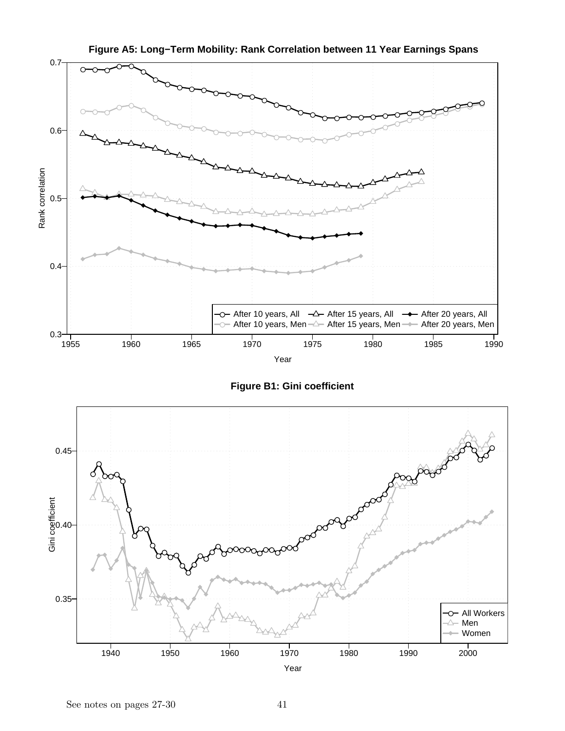**Figure A5: Long−Term Mobility: Rank Correlation between 11 Year Earnings Spans**

**Figure B1: Gini coefficient**

See notes on pages 27-30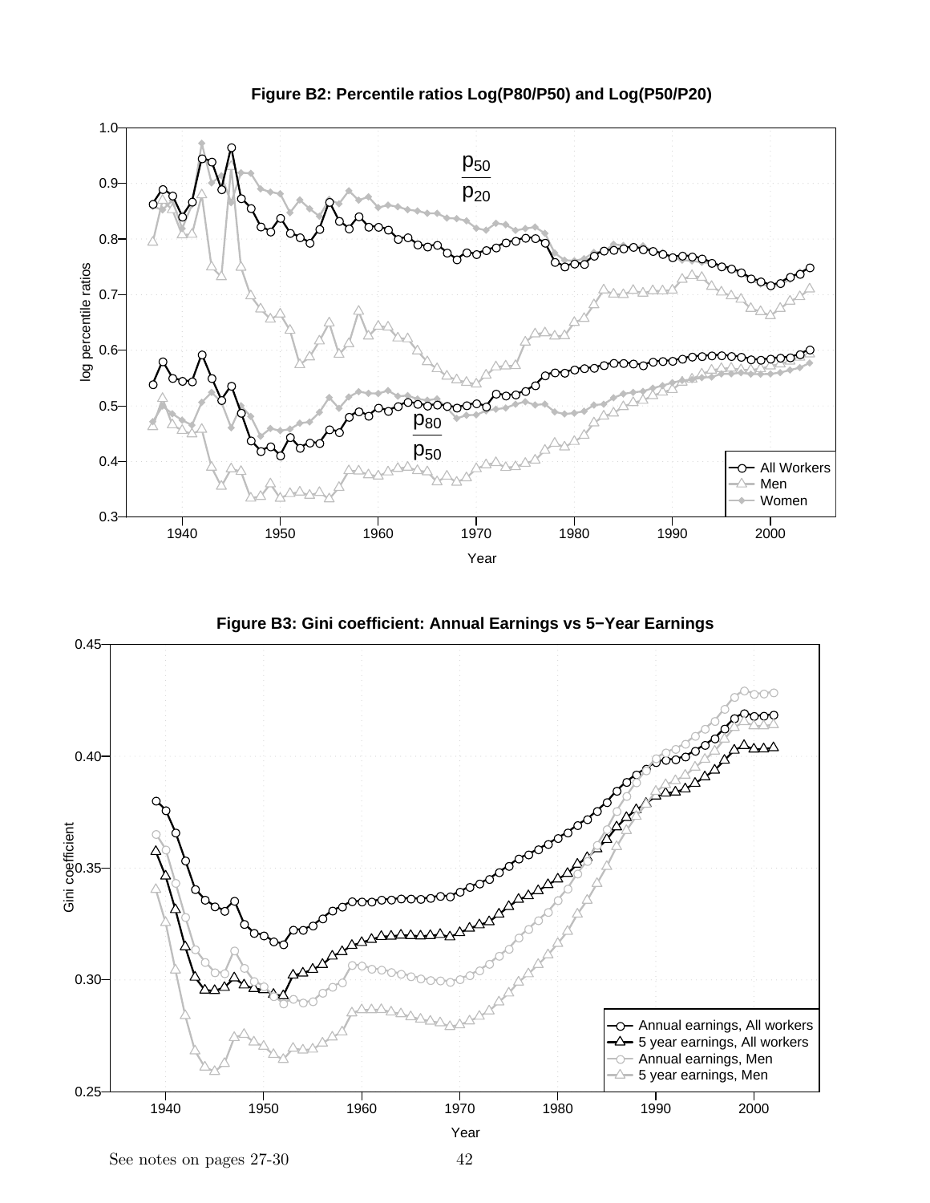**Figure B2: Percentile ratios Log(P80/P50) and Log(P50/P20)**

**Figure B3: Gini coefficient: Annual Earnings vs 5−Year Earnings**

See notes on pages 27-30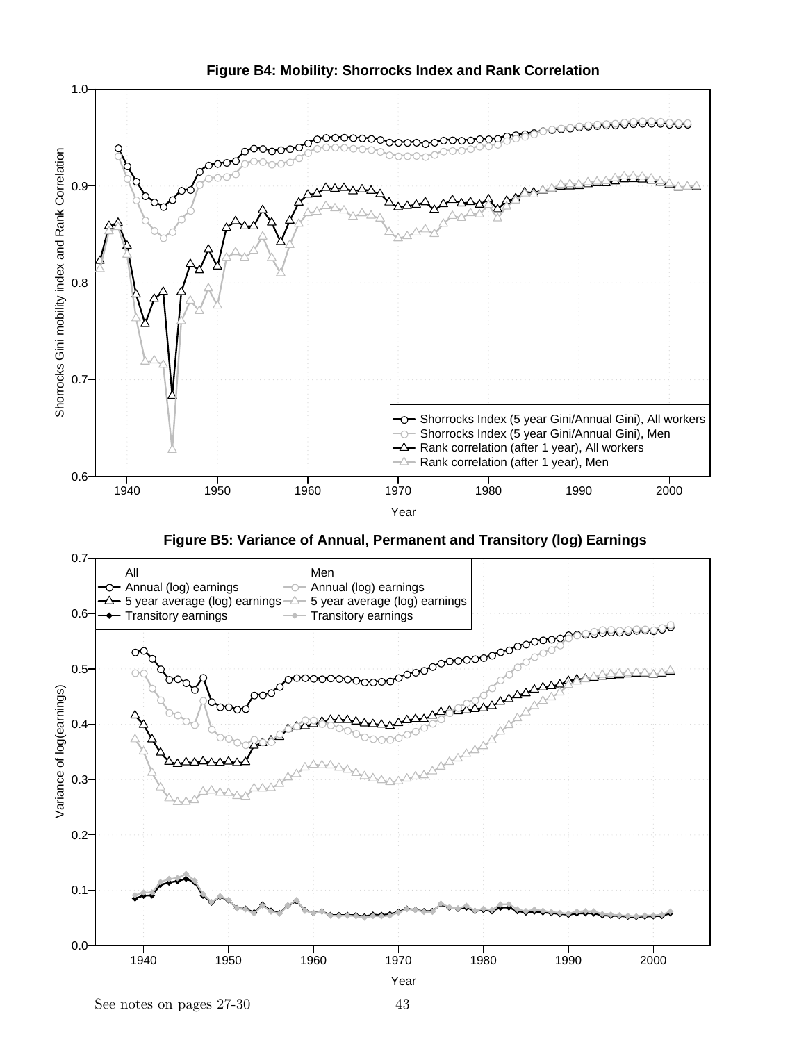**Figure B4: Mobility: Shorrocks Index and Rank Correlation**

**Figure B5: Variance of Annual, Permanent and Transitory (log) Earnings**

See notes on pages 27-30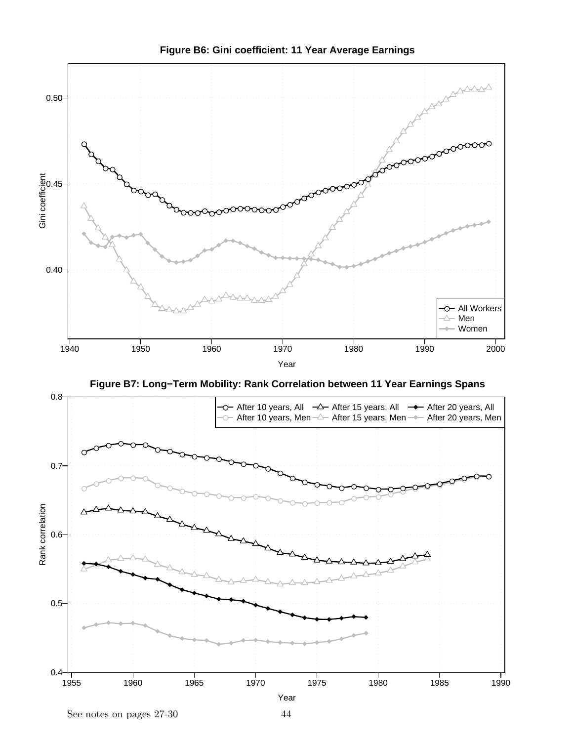**Figure B6: Gini coefficient: 11 Year Average Earnings**

**Figure B7: Long−Term Mobility: Rank Correlation between 11 Year Earnings Spans**

See notes on pages 27-30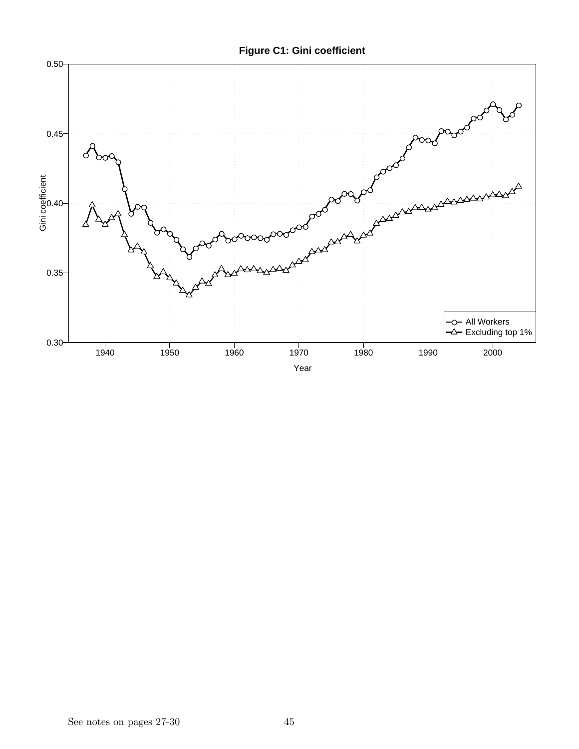**Figure C1: Gini coefficient**

See notes on pages 27-30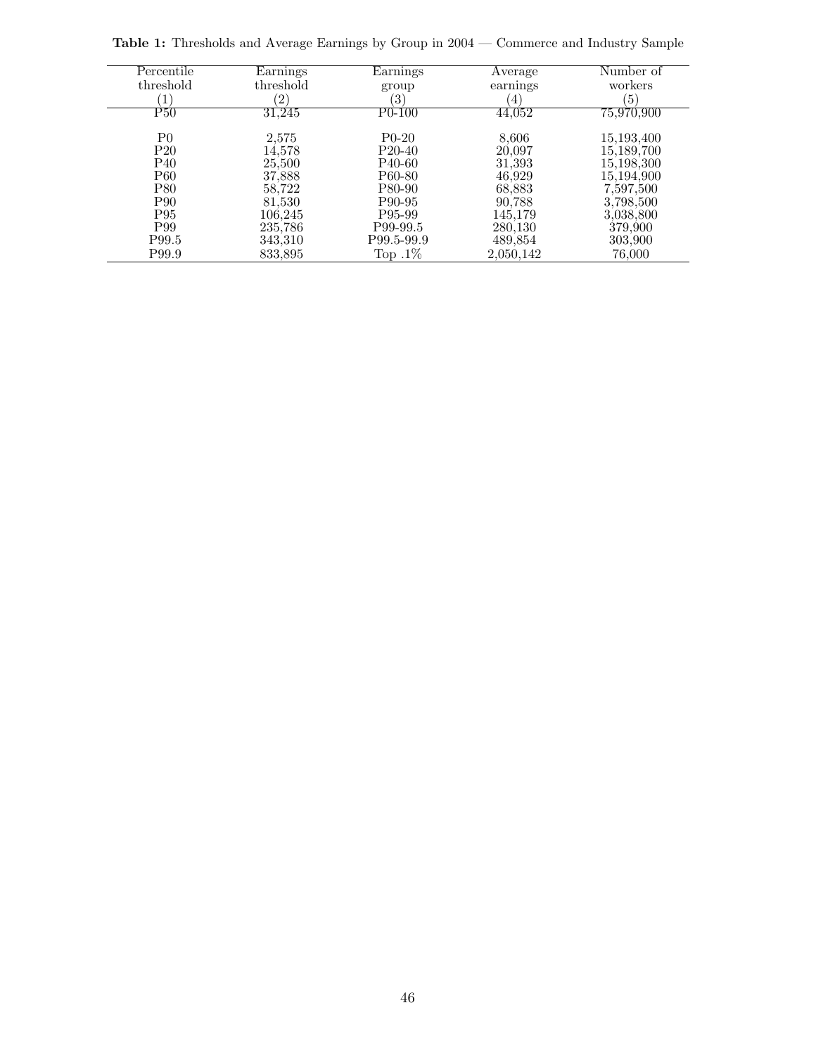**Table 1:** Thresholds and Average Earnings by Group in 2004 — Commerce and Industry Sample

| Percentile threshold (1) | Earnings threshold (2) | Earnings group (3) | Average earnings (4) | Number of workers (5) |
|---|---|---|---|---|
| P50 | 31,245 | P0-100 | 44,052 | 75,970,900 |
| | | | | |
| P0 | 2,575 | P0-20 | 8,606 | 15,193,400 |
| P20 | 14,578 | P20-40 | 20,097 | 15,189,700 |
| P40 | 25,500 | P40-60 | 31,393 | 15,198,300 |
| P60 | 37,888 | P60-80 | 46,929 | 15,194,900 |
| P80 | 58,722 | P80-90 | 68,883 | 7,597,500 |
| P90 | 81,530 | P90-95 | 90,788 | 3,798,500 |
| P95 | 106,245 | P95-99 | 145,179 | 3,038,800 |
| P99 | 235,786 | P99-99.5 | 280,130 | 379,900 |
| P99.5 | 343,310 | P99.5-99.9 | 489,854 | 303,900 |
| P99.9 | 833,895 | Top .1% | 2,050,142 | 76,000 |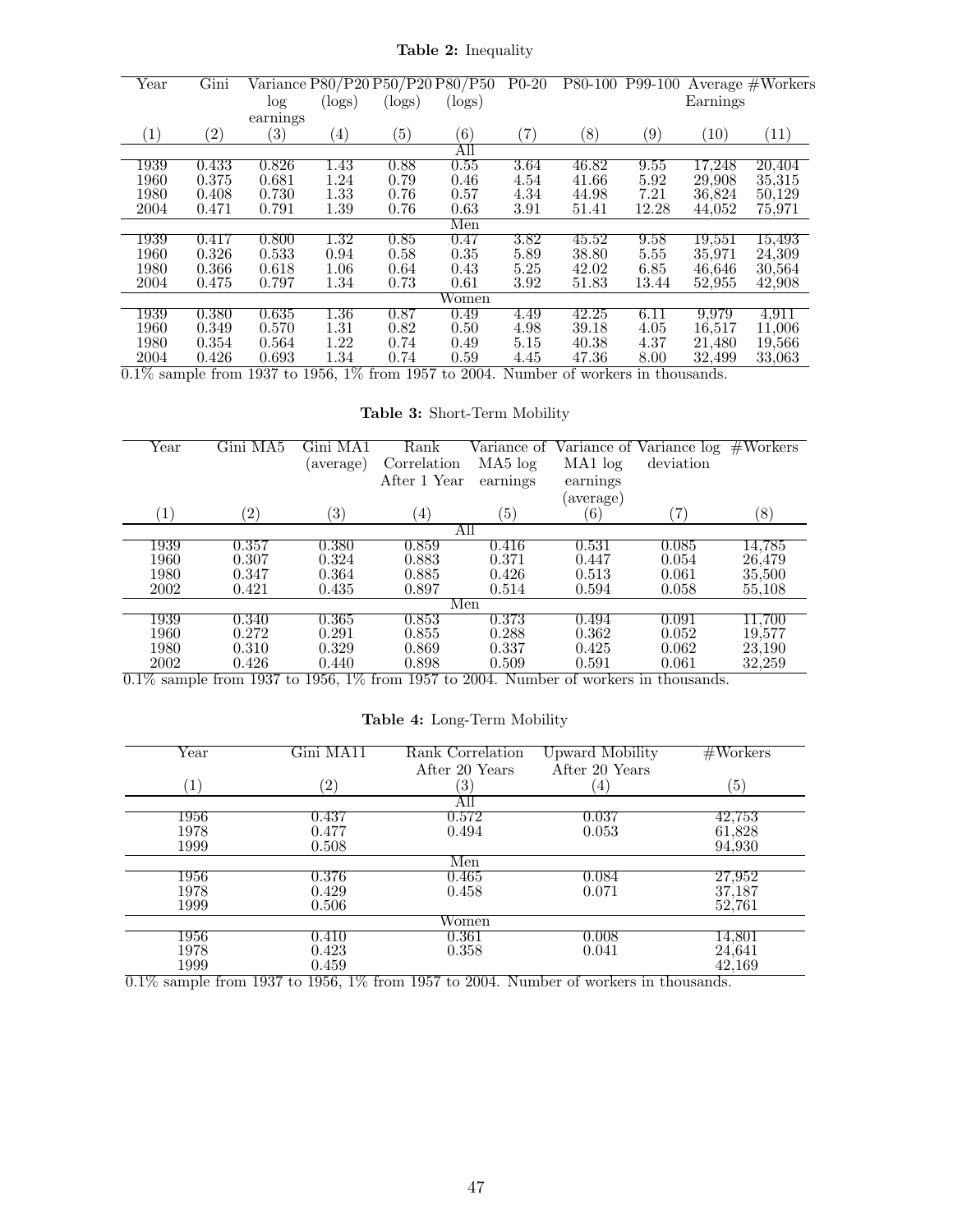**Table 2:** Inequality

| Year | Gini | Variance log earnings | P80/P20 (logs) | P50/P20 (logs) | P80/P50 (logs) | P0-20 | P80-100 | P99-100 | Average Earnings | #Workers |
|---|---|---|---|---|---|---|---|---|---|---|
| (1) | (2) | (3) | (4) | (5) | (6) | (7) | (8) | (9) | (10) | (11) |
| | | | | | All | | | | | |
| 1939 | 0.433 | 0.826 | 1.43 | 0.88 | 0.55 | 3.64 | 46.82 | 9.55 | 17,248 | 20,404 |
| 1960 | 0.375 | 0.681 | 1.24 | 0.79 | 0.46 | 4.54 | 41.66 | 5.92 | 29,908 | 35,315 |
| 1980 | 0.408 | 0.730 | 1.33 | 0.76 | 0.57 | 4.34 | 44.98 | 7.21 | 36,824 | 50,129 |
| 2004 | 0.471 | 0.791 | 1.39 | 0.76 | 0.63 | 3.91 | 51.41 | 12.28 | 44,052 | 75,971 |
| | | | | | Men | | | | | |
| 1939 | 0.417 | 0.800 | 1.32 | 0.85 | 0.47 | 3.82 | 45.52 | 9.58 | 19,551 | 15,493 |
| 1960 | 0.326 | 0.533 | 0.94 | 0.58 | 0.35 | 5.89 | 38.80 | 5.55 | 35,971 | 24,309 |
| 1980 | 0.366 | 0.618 | 1.06 | 0.64 | 0.43 | 5.25 | 42.02 | 6.85 | 46,646 | 30,564 |
| 2004 | 0.475 | 0.797 | 1.34 | 0.73 | 0.61 | 3.92 | 51.83 | 13.44 | 52,955 | 42,908 |
| | | | | | Women | | | | | |
| 1939 | 0.380 | 0.635 | 1.36 | 0.87 | 0.49 | 4.49 | 42.25 | 6.11 | 9,979 | 4,911 |
| 1960 | 0.349 | 0.570 | 1.31 | 0.82 | 0.50 | 4.98 | 39.18 | 4.05 | 16,517 | 11,006 |
| 1980 | 0.354 | 0.564 | 1.22 | 0.74 | 0.49 | 5.15 | 40.38 | 4.37 | 21,480 | 19,566 |
| 2004 | 0.426 | 0.693 | 1.34 | 0.74 | 0.59 | 4.45 | 47.36 | 8.00 | 32,499 | 33,063 |

0.1% sample from 1937 to 1956, 1% from 1957 to 2004. Number of workers in thousands.

**Table 3:** Short-Term Mobility

| Year | Gini MA5 | Gini MA1 (average) | Rank Correlation After 1 Year | Variance of MA5 log earnings | Variance of MA1 log earnings (average) | Variance log deviation | #Workers |
|---|---|---|---|---|---|---|---|
| (1) | (2) | (3) | (4) | (5) | (6) | (7) | (8) |
| | | | | All | | | |
| 1939 | 0.357 | 0.380 | 0.859 | 0.416 | 0.531 | 0.085 | 14,785 |
| 1960 | 0.307 | 0.324 | 0.883 | 0.371 | 0.447 | 0.054 | 26,479 |
| 1980 | 0.347 | 0.364 | 0.885 | 0.426 | 0.513 | 0.061 | 35,500 |
| 2002 | 0.421 | 0.435 | 0.897 | 0.514 | 0.594 | 0.058 | 55,108 |
| | | | | Men | | | |
| 1939 | 0.340 | 0.365 | 0.853 | 0.373 | 0.494 | 0.091 | 11,700 |
| 1960 | 0.272 | 0.291 | 0.855 | 0.288 | 0.362 | 0.052 | 19,577 |
| 1980 | 0.310 | 0.329 | 0.869 | 0.337 | 0.425 | 0.062 | 23,190 |
| 2002 | 0.426 | 0.440 | 0.898 | 0.509 | 0.591 | 0.061 | 32,259 |

0.1% sample from 1937 to 1956, 1% from 1957 to 2004. Number of workers in thousands.

**Table 4:** Long-Term Mobility

| Year | Gini MA11 | Rank Correlation After 20 Years | Upward Mobility After 20 Years | #Workers |
|---|---|---|---|---|
| (1) | (2) | (3) | (4) | (5) |
| | | All | | |
| 1956 | 0.437 | 0.572 | 0.037 | 42,753 |
| 1978 | 0.477 | 0.494 | 0.053 | 61,828 |
| 1999 | 0.508 | | | 94,930 |
| | | Men | | |
| 1956 | 0.376 | 0.465 | 0.084 | 27,952 |
| 1978 | 0.429 | 0.458 | 0.071 | 37,187 |
| 1999 | 0.506 | | | 52,761 |
| | | Women | | |
| 1956 | 0.410 | 0.361 | 0.008 | 14,801 |
| 1978 | 0.423 | 0.358 | 0.041 | 24,641 |
| 1999 | 0.459 | | | 42,169 |

0.1% sample from 1937 to 1956, 1% from 1957 to 2004. Number of workers in thousands.